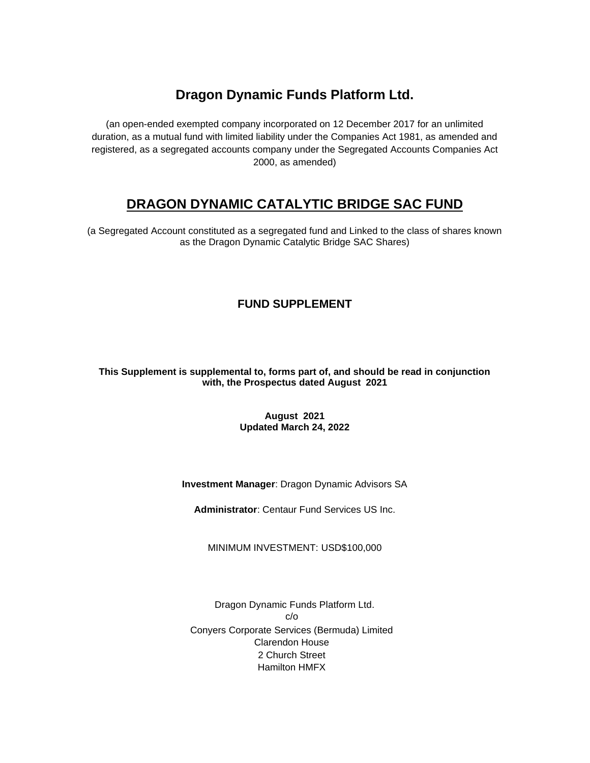# Dragon Dynamic Funds Platform Ltd.

(an open-ended exempted company incorporated on 12 December 2017 for an unlimited duration, as a mutual fund with limited liability under the Companies Act 1981, as amended and registered, as a segregated accounts company under the Segregated Accounts Companies Act 2000, as amended)

## DRAGON DYNAMIC CATALYTIC BRIDGE SAC FUND

(a Segregated Account constituted as a segregated fund and Linked to the class of shares known as the Dragon Dynamic Catalytic Bridge SAC Shares)

### FUND SUPPLEMENT

**This Supplement is supplemental to, forms part of, and should be read in conjunction with, the Prospectus dated August 2021**

**August 2021**
**Updated March 24, 2022**

**Investment Manager**: Dragon Dynamic Advisors SA

**Administrator**: Centaur Fund Services US Inc.

MINIMUM INVESTMENT: USD$100,000

Dragon Dynamic Funds Platform Ltd.
c/o
Conyers Corporate Services (Bermuda) Limited
Clarendon House
2 Church Street
Hamilton HMFX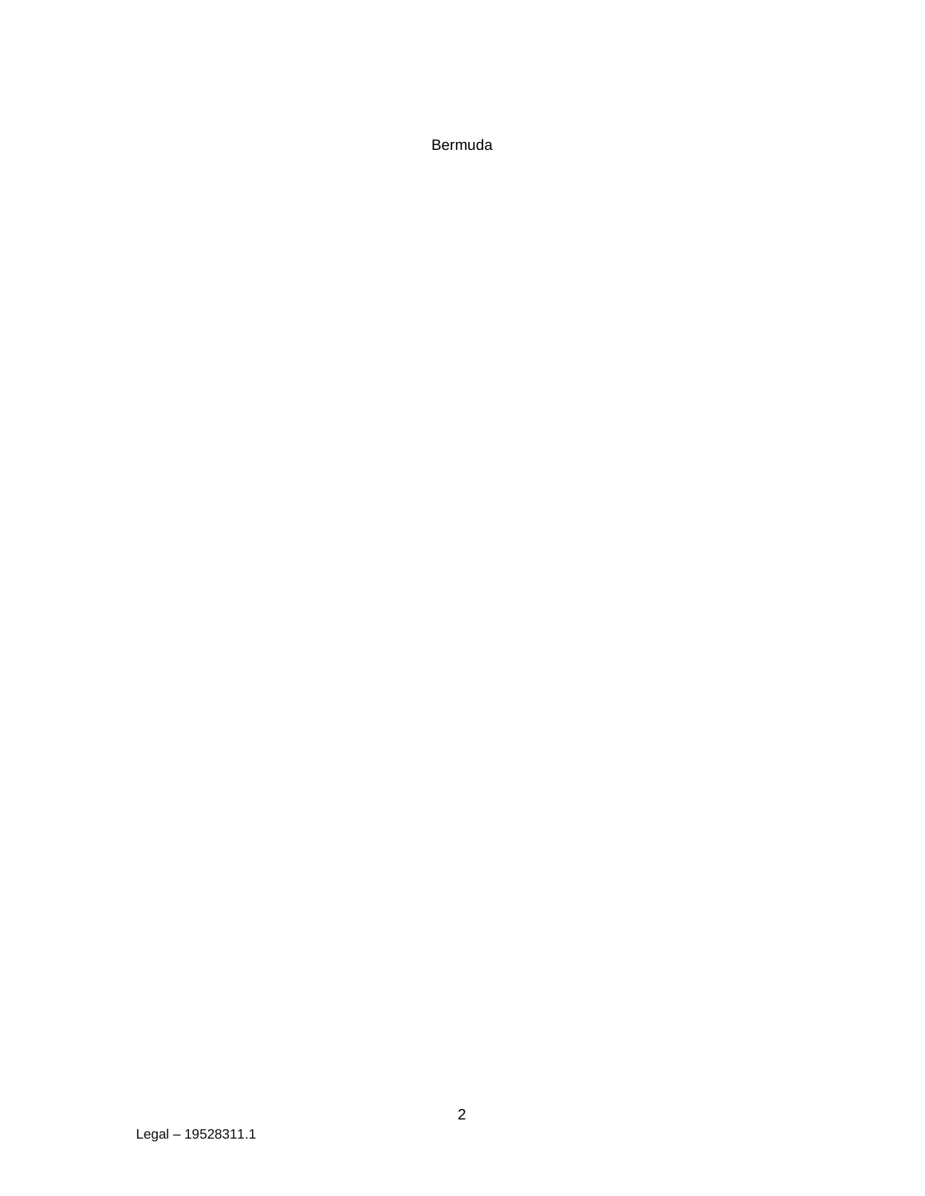Bermuda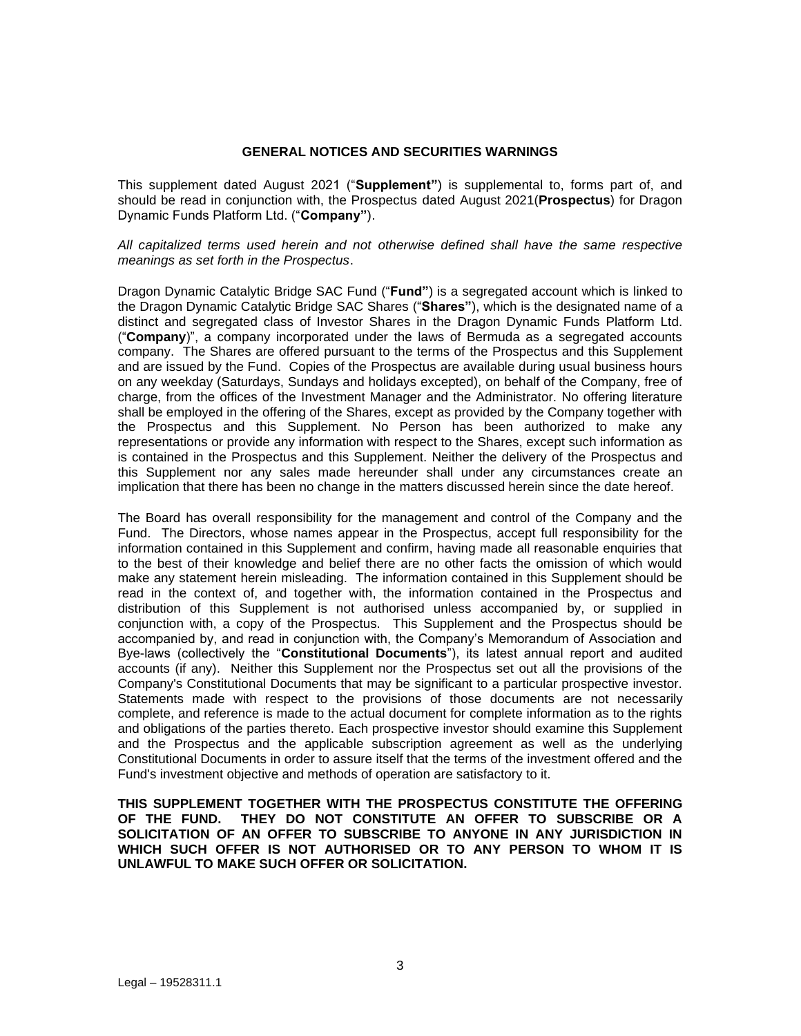**GENERAL NOTICES AND SECURITIES WARNINGS**

This supplement dated August 2021 ("**Supplement"**) is supplemental to, forms part of, and should be read in conjunction with, the Prospectus dated August 2021(**Prospectus**) for Dragon Dynamic Funds Platform Ltd. ("**Company"**).

*All capitalized terms used herein and not otherwise defined shall have the same respective meanings as set forth in the Prospectus*.

Dragon Dynamic Catalytic Bridge SAC Fund ("**Fund"**) is a segregated account which is linked to the Dragon Dynamic Catalytic Bridge SAC Shares ("**Shares"**), which is the designated name of a distinct and segregated class of Investor Shares in the Dragon Dynamic Funds Platform Ltd. ("**Company**)", a company incorporated under the laws of Bermuda as a segregated accounts company. The Shares are offered pursuant to the terms of the Prospectus and this Supplement and are issued by the Fund. Copies of the Prospectus are available during usual business hours on any weekday (Saturdays, Sundays and holidays excepted), on behalf of the Company, free of charge, from the offices of the Investment Manager and the Administrator. No offering literature shall be employed in the offering of the Shares, except as provided by the Company together with the Prospectus and this Supplement. No Person has been authorized to make any representations or provide any information with respect to the Shares, except such information as is contained in the Prospectus and this Supplement. Neither the delivery of the Prospectus and this Supplement nor any sales made hereunder shall under any circumstances create an implication that there has been no change in the matters discussed herein since the date hereof.

The Board has overall responsibility for the management and control of the Company and the Fund. The Directors, whose names appear in the Prospectus, accept full responsibility for the information contained in this Supplement and confirm, having made all reasonable enquiries that to the best of their knowledge and belief there are no other facts the omission of which would make any statement herein misleading. The information contained in this Supplement should be read in the context of, and together with, the information contained in the Prospectus and distribution of this Supplement is not authorised unless accompanied by, or supplied in conjunction with, a copy of the Prospectus. This Supplement and the Prospectus should be accompanied by, and read in conjunction with, the Company's Memorandum of Association and Bye-laws (collectively the "**Constitutional Documents**"), its latest annual report and audited accounts (if any). Neither this Supplement nor the Prospectus set out all the provisions of the Company's Constitutional Documents that may be significant to a particular prospective investor. Statements made with respect to the provisions of those documents are not necessarily complete, and reference is made to the actual document for complete information as to the rights and obligations of the parties thereto. Each prospective investor should examine this Supplement and the Prospectus and the applicable subscription agreement as well as the underlying Constitutional Documents in order to assure itself that the terms of the investment offered and the Fund's investment objective and methods of operation are satisfactory to it.

**THIS SUPPLEMENT TOGETHER WITH THE PROSPECTUS CONSTITUTE THE OFFERING OF THE FUND. THEY DO NOT CONSTITUTE AN OFFER TO SUBSCRIBE OR A SOLICITATION OF AN OFFER TO SUBSCRIBE TO ANYONE IN ANY JURISDICTION IN WHICH SUCH OFFER IS NOT AUTHORISED OR TO ANY PERSON TO WHOM IT IS UNLAWFUL TO MAKE SUCH OFFER OR SOLICITATION.**

Legal – 19528311.1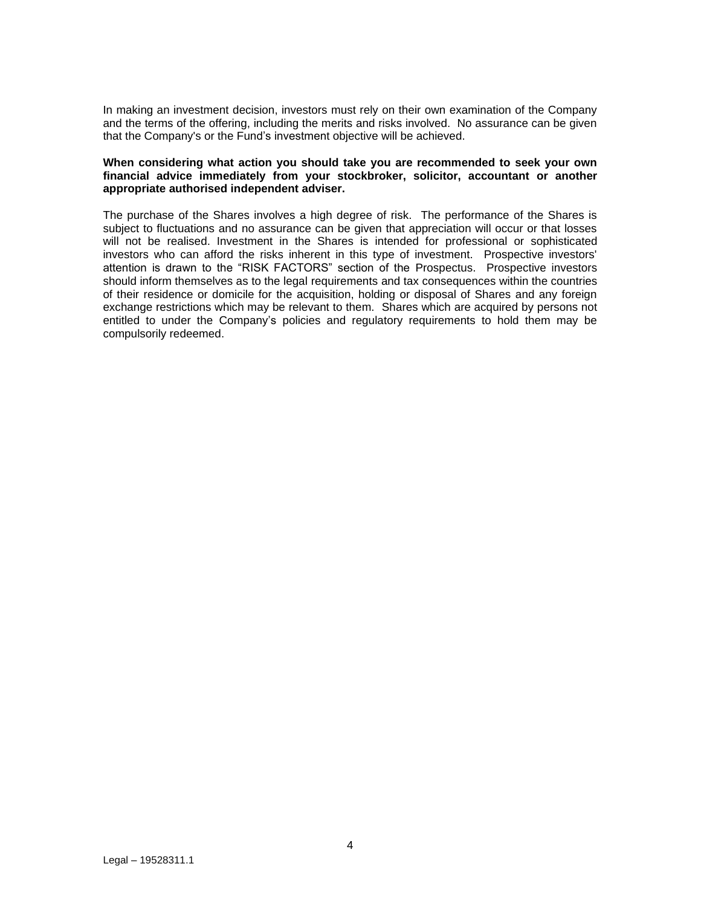In making an investment decision, investors must rely on their own examination of the Company and the terms of the offering, including the merits and risks involved. No assurance can be given that the Company's or the Fund's investment objective will be achieved.

**When considering what action you should take you are recommended to seek your own financial advice immediately from your stockbroker, solicitor, accountant or another appropriate authorised independent adviser.**

The purchase of the Shares involves a high degree of risk. The performance of the Shares is subject to fluctuations and no assurance can be given that appreciation will occur or that losses will not be realised. Investment in the Shares is intended for professional or sophisticated investors who can afford the risks inherent in this type of investment. Prospective investors' attention is drawn to the "RISK FACTORS" section of the Prospectus. Prospective investors should inform themselves as to the legal requirements and tax consequences within the countries of their residence or domicile for the acquisition, holding or disposal of Shares and any foreign exchange restrictions which may be relevant to them. Shares which are acquired by persons not entitled to under the Company's policies and regulatory requirements to hold them may be compulsorily redeemed.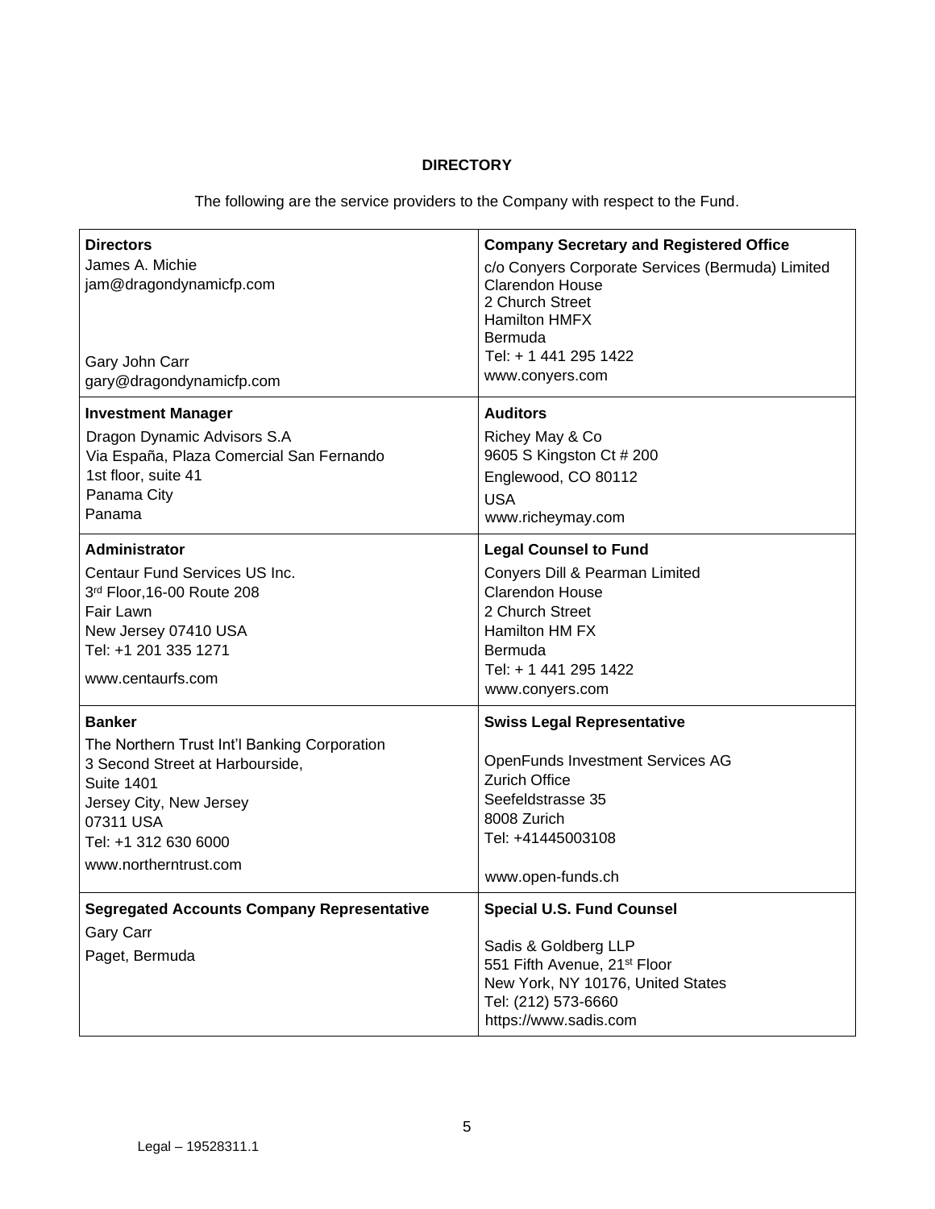**DIRECTORY**

The following are the service providers to the Company with respect to the Fund.

| **Directors**<br>James A. Michie<br>jam@dragondynamicfp.com<br><br>Gary John Carr<br>gary@dragondynamicfp.com | **Company Secretary and Registered Office**<br>c/o Conyers Corporate Services (Bermuda) Limited<br>Clarendon House<br>2 Church Street<br>Hamilton HMFX<br>Bermuda<br>Tel: + 1 441 295 1422<br>www.conyers.com |
|---|---|
| **Investment Manager**<br>Dragon Dynamic Advisors S.A<br>Via España, Plaza Comercial San Fernando<br>1st floor, suite 41<br>Panama City<br>Panama | **Auditors**<br>Richey May & Co<br>9605 S Kingston Ct # 200<br>Englewood, CO 80112<br>USA<br>www.richeymay.com |
| **Administrator**<br>Centaur Fund Services US Inc.<br>3rd Floor,16-00 Route 208<br>Fair Lawn<br>New Jersey 07410 USA<br>Tel: +1 201 335 1271<br>www.centaurfs.com | **Legal Counsel to Fund**<br>Conyers Dill & Pearman Limited<br>Clarendon House<br>2 Church Street<br>Hamilton HM FX<br>Bermuda<br>Tel: + 1 441 295 1422<br>www.conyers.com |
| **Banker**<br>The Northern Trust Int'l Banking Corporation<br>3 Second Street at Harbourside,<br>Suite 1401<br>Jersey City, New Jersey<br>07311 USA<br>Tel: +1 312 630 6000<br>www.northerntrust.com | **Swiss Legal Representative**<br>OpenFunds Investment Services AG<br>Zurich Office<br>Seefeldstrasse 35<br>8008 Zurich<br>Tel: +41445003108<br>www.open-funds.ch |
| **Segregated Accounts Company Representative**<br>Gary Carr<br>Paget, Bermuda | **Special U.S. Fund Counsel**<br>Sadis & Goldberg LLP<br>551 Fifth Avenue, 21st Floor<br>New York, NY 10176, United States<br>Tel: (212) 573-6660<br>https://www.sadis.com |

Legal – 19528311.1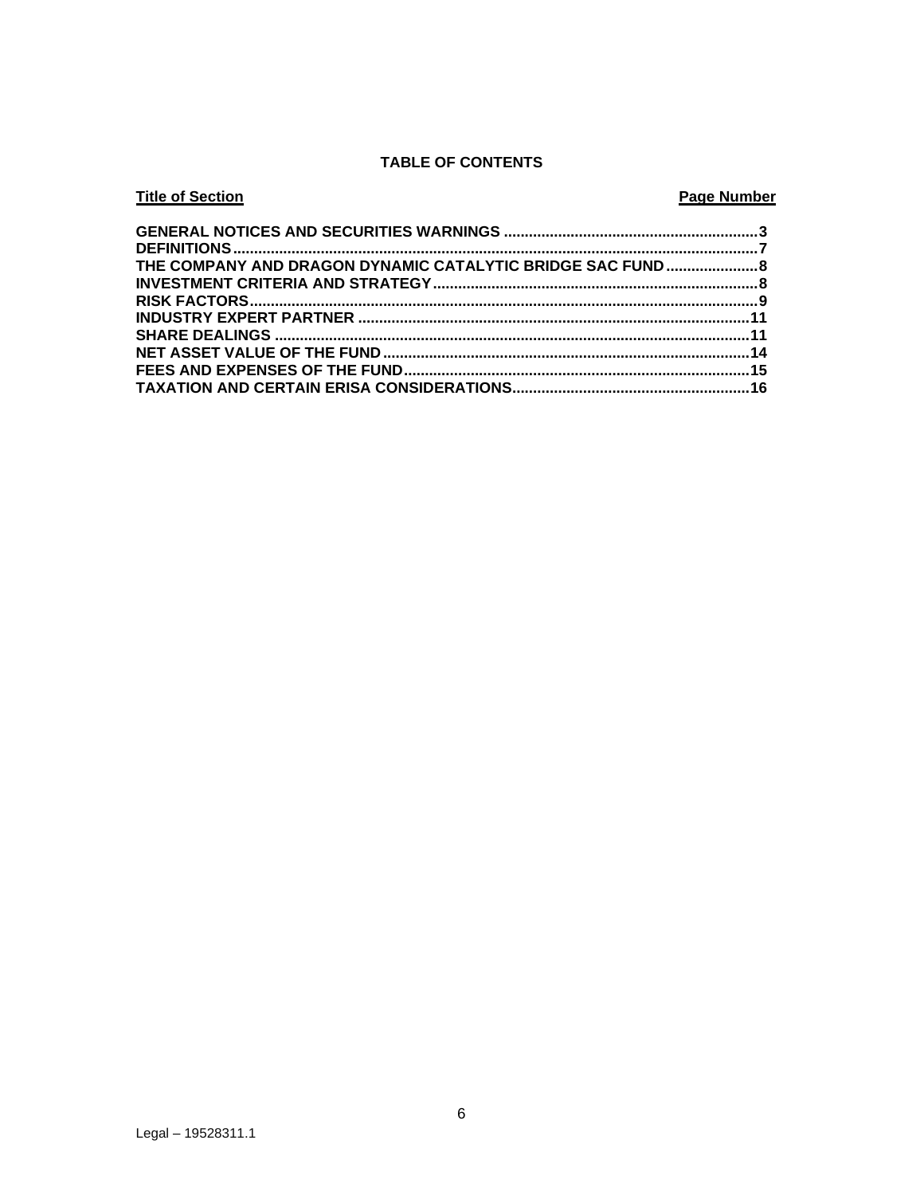**TABLE OF CONTENTS**

| Title of Section | Page Number |
| --- | --- |
| **GENERAL NOTICES AND SECURITIES WARNINGS** | **3** |
| **DEFINITIONS** | **7** |
| **THE COMPANY AND DRAGON DYNAMIC CATALYTIC BRIDGE SAC FUND** | **8** |
| **INVESTMENT CRITERIA AND STRATEGY** | **8** |
| **RISK FACTORS** | **9** |
| **INDUSTRY EXPERT PARTNER** | **11** |
| **SHARE DEALINGS** | **11** |
| **NET ASSET VALUE OF THE FUND** | **14** |
| **FEES AND EXPENSES OF THE FUND** | **15** |
| **TAXATION AND CERTAIN ERISA CONSIDERATIONS** | **16** |

Legal – 19528311.1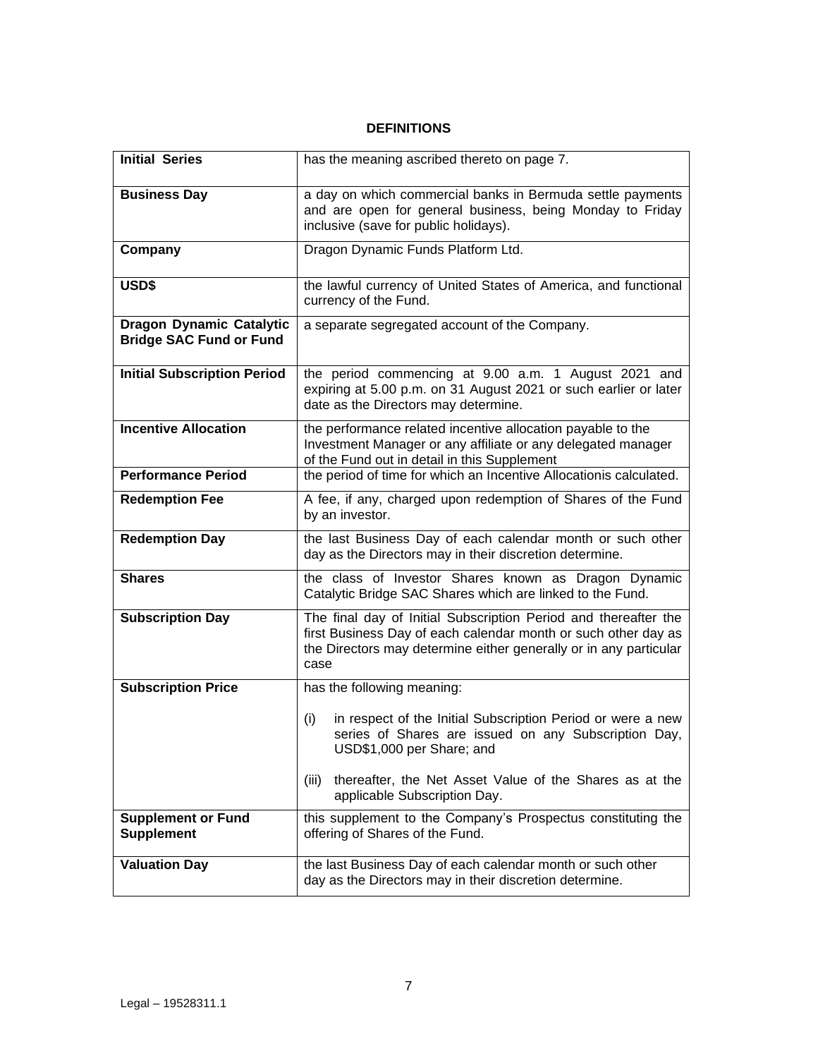## DEFINITIONS

| | |
|---|---|
| **Initial Series** | has the meaning ascribed thereto on page 7. |
| **Business Day** | a day on which commercial banks in Bermuda settle payments and are open for general business, being Monday to Friday inclusive (save for public holidays). |
| **Company** | Dragon Dynamic Funds Platform Ltd. |
| **USD$** | the lawful currency of United States of America, and functional currency of the Fund. |
| **Dragon Dynamic Catalytic Bridge SAC Fund or Fund** | a separate segregated account of the Company. |
| **Initial Subscription Period** | the period commencing at 9.00 a.m. 1 August 2021 and expiring at 5.00 p.m. on 31 August 2021 or such earlier or later date as the Directors may determine. |
| **Incentive Allocation** | the performance related incentive allocation payable to the Investment Manager or any affiliate or any delegated manager of the Fund out in detail in this Supplement |
| **Performance Period** | the period of time for which an Incentive Allocationis calculated. |
| **Redemption Fee** | A fee, if any, charged upon redemption of Shares of the Fund by an investor. |
| **Redemption Day** | the last Business Day of each calendar month or such other day as the Directors may in their discretion determine. |
| **Shares** | the class of Investor Shares known as Dragon Dynamic Catalytic Bridge SAC Shares which are linked to the Fund. |
| **Subscription Day** | The final day of Initial Subscription Period and thereafter the first Business Day of each calendar month or such other day as the Directors may determine either generally or in any particular case |
| **Subscription Price** | has the following meaning:<br><br>(i) in respect of the Initial Subscription Period or were a new series of Shares are issued on any Subscription Day, USD$1,000 per Share; and<br><br>(iii) thereafter, the Net Asset Value of the Shares as at the applicable Subscription Day. |
| **Supplement or Fund Supplement** | this supplement to the Company's Prospectus constituting the offering of Shares of the Fund. |
| **Valuation Day** | the last Business Day of each calendar month or such other day as the Directors may in their discretion determine. |

Legal – 19528311.1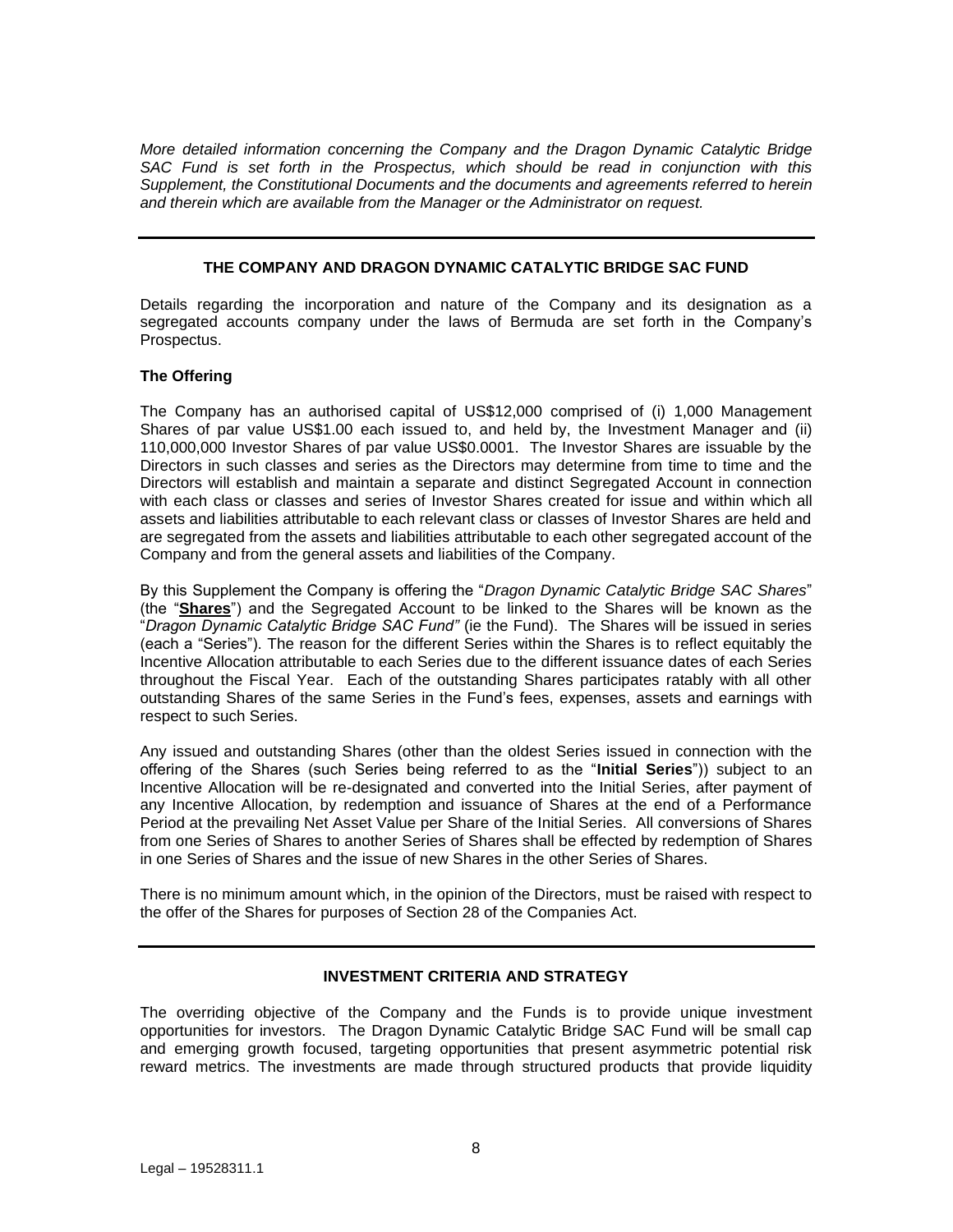*More detailed information concerning the Company and the Dragon Dynamic Catalytic Bridge SAC Fund is set forth in the Prospectus, which should be read in conjunction with this Supplement, the Constitutional Documents and the documents and agreements referred to herein and therein which are available from the Manager or the Administrator on request.*

---

## THE COMPANY AND DRAGON DYNAMIC CATALYTIC BRIDGE SAC FUND

Details regarding the incorporation and nature of the Company and its designation as a segregated accounts company under the laws of Bermuda are set forth in the Company's Prospectus.

### The Offering

The Company has an authorised capital of US$12,000 comprised of (i) 1,000 Management Shares of par value US$1.00 each issued to, and held by, the Investment Manager and (ii) 110,000,000 Investor Shares of par value US$0.0001. The Investor Shares are issuable by the Directors in such classes and series as the Directors may determine from time to time and the Directors will establish and maintain a separate and distinct Segregated Account in connection with each class or classes and series of Investor Shares created for issue and within which all assets and liabilities attributable to each relevant class or classes of Investor Shares are held and are segregated from the assets and liabilities attributable to each other segregated account of the Company and from the general assets and liabilities of the Company.

By this Supplement the Company is offering the "*Dragon Dynamic Catalytic Bridge SAC Shares*" (the "**Shares**") and the Segregated Account to be linked to the Shares will be known as the "*Dragon Dynamic Catalytic Bridge SAC Fund"* (ie the Fund). The Shares will be issued in series (each a "Series"). The reason for the different Series within the Shares is to reflect equitably the Incentive Allocation attributable to each Series due to the different issuance dates of each Series throughout the Fiscal Year. Each of the outstanding Shares participates ratably with all other outstanding Shares of the same Series in the Fund's fees, expenses, assets and earnings with respect to such Series.

Any issued and outstanding Shares (other than the oldest Series issued in connection with the offering of the Shares (such Series being referred to as the "**Initial Series**")) subject to an Incentive Allocation will be re-designated and converted into the Initial Series, after payment of any Incentive Allocation, by redemption and issuance of Shares at the end of a Performance Period at the prevailing Net Asset Value per Share of the Initial Series. All conversions of Shares from one Series of Shares to another Series of Shares shall be effected by redemption of Shares in one Series of Shares and the issue of new Shares in the other Series of Shares.

There is no minimum amount which, in the opinion of the Directors, must be raised with respect to the offer of the Shares for purposes of Section 28 of the Companies Act.

---

## INVESTMENT CRITERIA AND STRATEGY

The overriding objective of the Company and the Funds is to provide unique investment opportunities for investors. The Dragon Dynamic Catalytic Bridge SAC Fund will be small cap and emerging growth focused, targeting opportunities that present asymmetric potential risk reward metrics. The investments are made through structured products that provide liquidity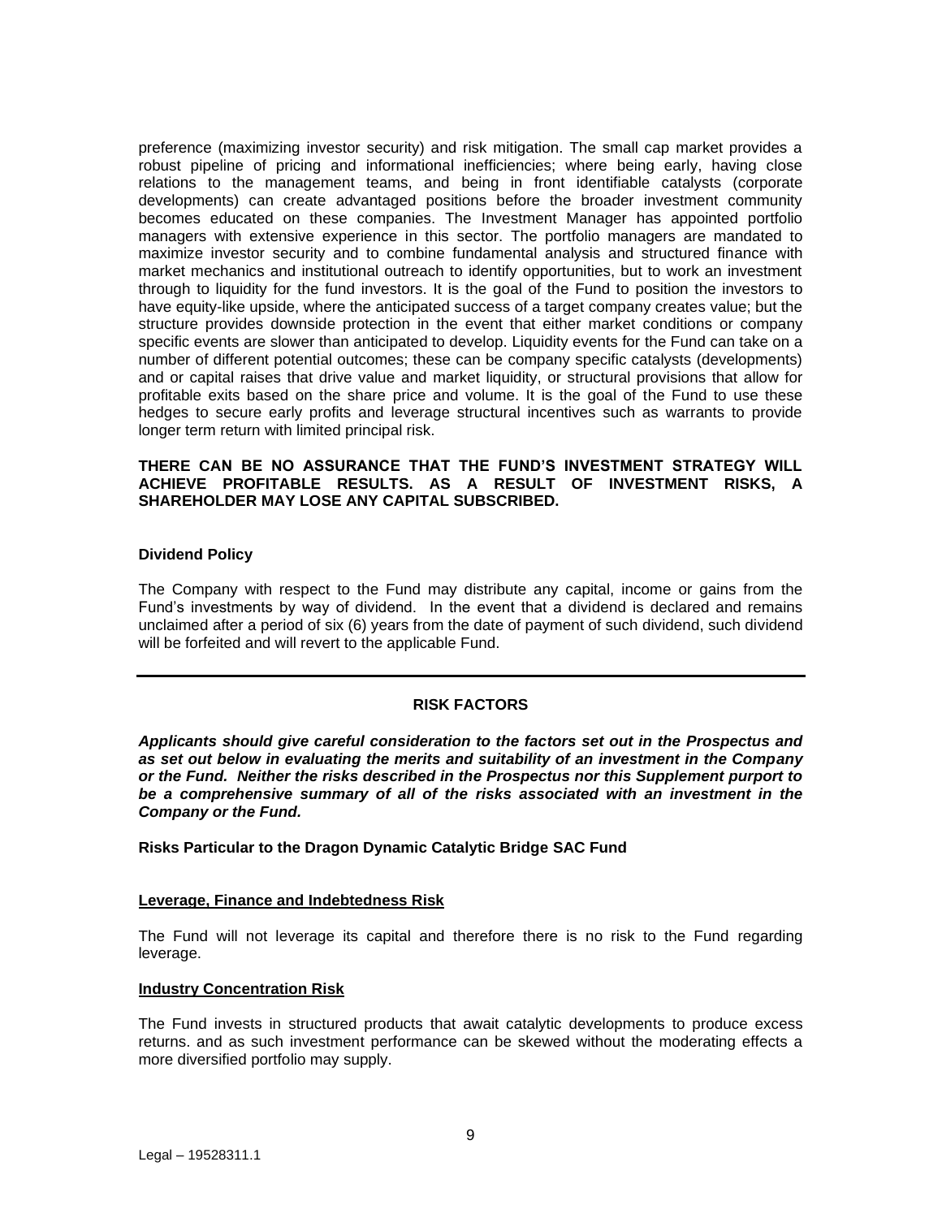preference (maximizing investor security) and risk mitigation. The small cap market provides a robust pipeline of pricing and informational inefficiencies; where being early, having close relations to the management teams, and being in front identifiable catalysts (corporate developments) can create advantaged positions before the broader investment community becomes educated on these companies. The Investment Manager has appointed portfolio managers with extensive experience in this sector. The portfolio managers are mandated to maximize investor security and to combine fundamental analysis and structured finance with market mechanics and institutional outreach to identify opportunities, but to work an investment through to liquidity for the fund investors. It is the goal of the Fund to position the investors to have equity-like upside, where the anticipated success of a target company creates value; but the structure provides downside protection in the event that either market conditions or company specific events are slower than anticipated to develop. Liquidity events for the Fund can take on a number of different potential outcomes; these can be company specific catalysts (developments) and or capital raises that drive value and market liquidity, or structural provisions that allow for profitable exits based on the share price and volume. It is the goal of the Fund to use these hedges to secure early profits and leverage structural incentives such as warrants to provide longer term return with limited principal risk.

**THERE CAN BE NO ASSURANCE THAT THE FUND'S INVESTMENT STRATEGY WILL ACHIEVE PROFITABLE RESULTS. AS A RESULT OF INVESTMENT RISKS, A SHAREHOLDER MAY LOSE ANY CAPITAL SUBSCRIBED.**

**Dividend Policy**

The Company with respect to the Fund may distribute any capital, income or gains from the Fund's investments by way of dividend. In the event that a dividend is declared and remains unclaimed after a period of six (6) years from the date of payment of such dividend, such dividend will be forfeited and will revert to the applicable Fund.

---

## RISK FACTORS

***Applicants should give careful consideration to the factors set out in the Prospectus and as set out below in evaluating the merits and suitability of an investment in the Company or the Fund. Neither the risks described in the Prospectus nor this Supplement purport to be a comprehensive summary of all of the risks associated with an investment in the Company or the Fund.***

**Risks Particular to the Dragon Dynamic Catalytic Bridge SAC Fund**

**Leverage, Finance and Indebtedness Risk**

The Fund will not leverage its capital and therefore there is no risk to the Fund regarding leverage.

**Industry Concentration Risk**

The Fund invests in structured products that await catalytic developments to produce excess returns. and as such investment performance can be skewed without the moderating effects a more diversified portfolio may supply.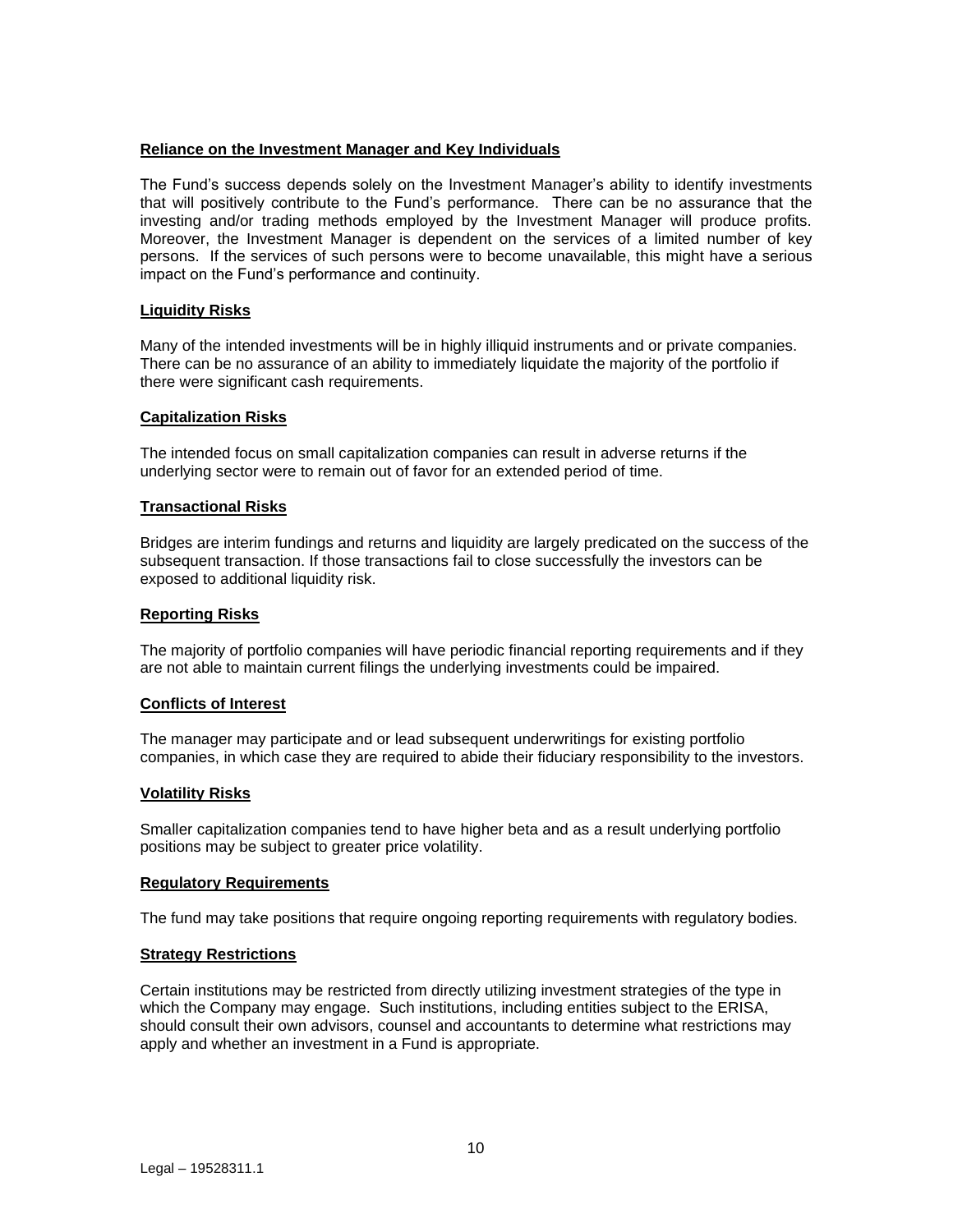**Reliance on the Investment Manager and Key Individuals**

The Fund's success depends solely on the Investment Manager's ability to identify investments that will positively contribute to the Fund's performance. There can be no assurance that the investing and/or trading methods employed by the Investment Manager will produce profits. Moreover, the Investment Manager is dependent on the services of a limited number of key persons. If the services of such persons were to become unavailable, this might have a serious impact on the Fund's performance and continuity.

**Liquidity Risks**

Many of the intended investments will be in highly illiquid instruments and or private companies. There can be no assurance of an ability to immediately liquidate the majority of the portfolio if there were significant cash requirements.

**Capitalization Risks**

The intended focus on small capitalization companies can result in adverse returns if the underlying sector were to remain out of favor for an extended period of time.

**Transactional Risks**

Bridges are interim fundings and returns and liquidity are largely predicated on the success of the subsequent transaction. If those transactions fail to close successfully the investors can be exposed to additional liquidity risk.

**Reporting Risks**

The majority of portfolio companies will have periodic financial reporting requirements and if they are not able to maintain current filings the underlying investments could be impaired.

**Conflicts of Interest**

The manager may participate and or lead subsequent underwritings for existing portfolio companies, in which case they are required to abide their fiduciary responsibility to the investors.

**Volatility Risks**

Smaller capitalization companies tend to have higher beta and as a result underlying portfolio positions may be subject to greater price volatility.

**Regulatory Requirements**

The fund may take positions that require ongoing reporting requirements with regulatory bodies.

**Strategy Restrictions**

Certain institutions may be restricted from directly utilizing investment strategies of the type in which the Company may engage. Such institutions, including entities subject to the ERISA, should consult their own advisors, counsel and accountants to determine what restrictions may apply and whether an investment in a Fund is appropriate.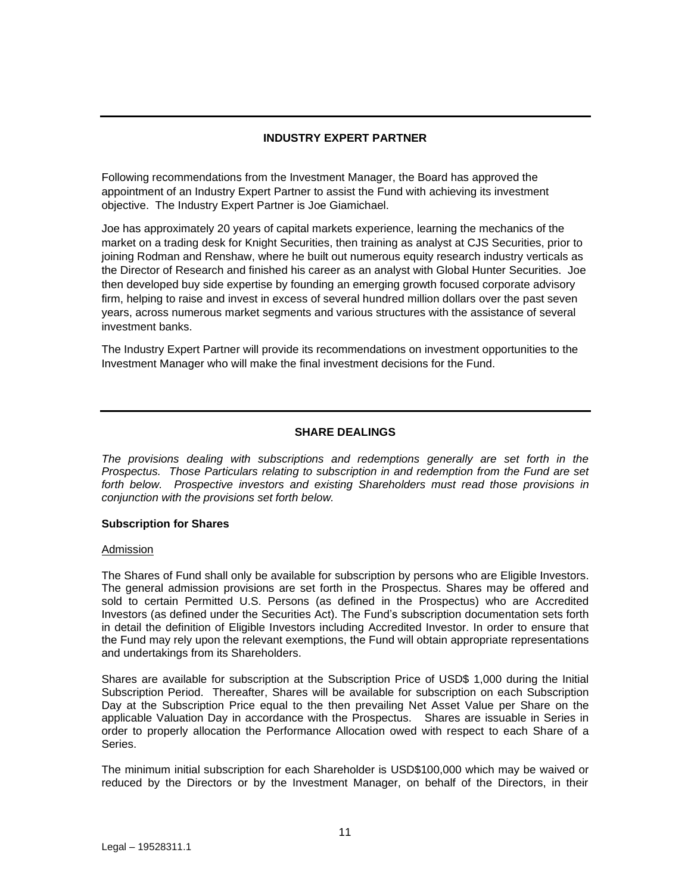## INDUSTRY EXPERT PARTNER

Following recommendations from the Investment Manager, the Board has approved the appointment of an Industry Expert Partner to assist the Fund with achieving its investment objective. The Industry Expert Partner is Joe Giamichael.

Joe has approximately 20 years of capital markets experience, learning the mechanics of the market on a trading desk for Knight Securities, then training as analyst at CJS Securities, prior to joining Rodman and Renshaw, where he built out numerous equity research industry verticals as the Director of Research and finished his career as an analyst with Global Hunter Securities. Joe then developed buy side expertise by founding an emerging growth focused corporate advisory firm, helping to raise and invest in excess of several hundred million dollars over the past seven years, across numerous market segments and various structures with the assistance of several investment banks.

The Industry Expert Partner will provide its recommendations on investment opportunities to the Investment Manager who will make the final investment decisions for the Fund.

## SHARE DEALINGS

*The provisions dealing with subscriptions and redemptions generally are set forth in the Prospectus. Those Particulars relating to subscription in and redemption from the Fund are set forth below. Prospective investors and existing Shareholders must read those provisions in conjunction with the provisions set forth below.*

### Subscription for Shares

Admission

The Shares of Fund shall only be available for subscription by persons who are Eligible Investors. The general admission provisions are set forth in the Prospectus. Shares may be offered and sold to certain Permitted U.S. Persons (as defined in the Prospectus) who are Accredited Investors (as defined under the Securities Act). The Fund's subscription documentation sets forth in detail the definition of Eligible Investors including Accredited Investor. In order to ensure that the Fund may rely upon the relevant exemptions, the Fund will obtain appropriate representations and undertakings from its Shareholders.

Shares are available for subscription at the Subscription Price of USD$ 1,000 during the Initial Subscription Period. Thereafter, Shares will be available for subscription on each Subscription Day at the Subscription Price equal to the then prevailing Net Asset Value per Share on the applicable Valuation Day in accordance with the Prospectus. Shares are issuable in Series in order to properly allocation the Performance Allocation owed with respect to each Share of a Series.

The minimum initial subscription for each Shareholder is USD$100,000 which may be waived or reduced by the Directors or by the Investment Manager, on behalf of the Directors, in their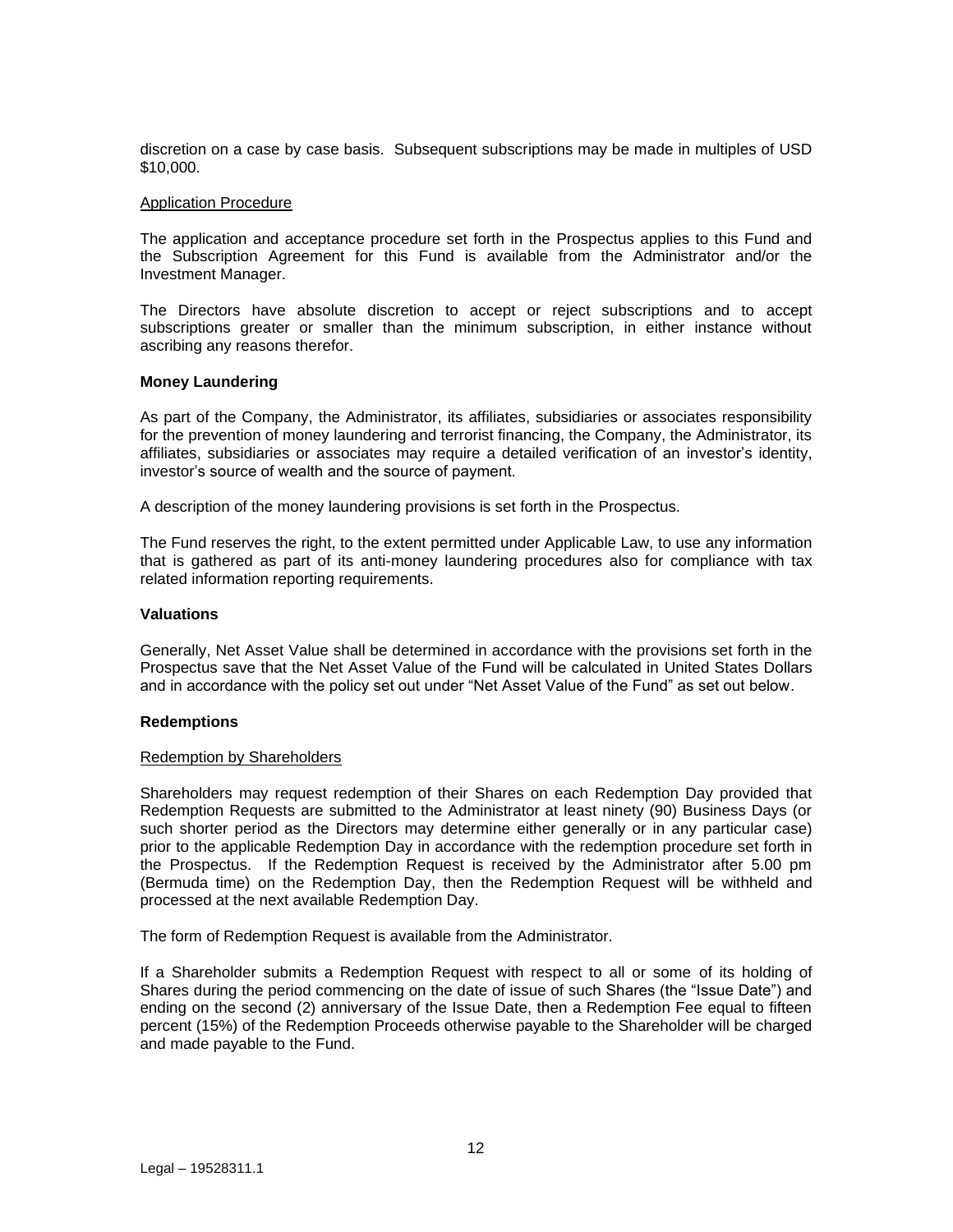discretion on a case by case basis. Subsequent subscriptions may be made in multiples of USD $10,000.

<u>Application Procedure</u>

The application and acceptance procedure set forth in the Prospectus applies to this Fund and the Subscription Agreement for this Fund is available from the Administrator and/or the Investment Manager.

The Directors have absolute discretion to accept or reject subscriptions and to accept subscriptions greater or smaller than the minimum subscription, in either instance without ascribing any reasons therefor.

**Money Laundering**

As part of the Company, the Administrator, its affiliates, subsidiaries or associates responsibility for the prevention of money laundering and terrorist financing, the Company, the Administrator, its affiliates, subsidiaries or associates may require a detailed verification of an investor's identity, investor's source of wealth and the source of payment.

A description of the money laundering provisions is set forth in the Prospectus.

The Fund reserves the right, to the extent permitted under Applicable Law, to use any information that is gathered as part of its anti-money laundering procedures also for compliance with tax related information reporting requirements.

**Valuations**

Generally, Net Asset Value shall be determined in accordance with the provisions set forth in the Prospectus save that the Net Asset Value of the Fund will be calculated in United States Dollars and in accordance with the policy set out under "Net Asset Value of the Fund" as set out below.

**Redemptions**

<u>Redemption by Shareholders</u>

Shareholders may request redemption of their Shares on each Redemption Day provided that Redemption Requests are submitted to the Administrator at least ninety (90) Business Days (or such shorter period as the Directors may determine either generally or in any particular case) prior to the applicable Redemption Day in accordance with the redemption procedure set forth in the Prospectus. If the Redemption Request is received by the Administrator after 5.00 pm (Bermuda time) on the Redemption Day, then the Redemption Request will be withheld and processed at the next available Redemption Day.

The form of Redemption Request is available from the Administrator.

If a Shareholder submits a Redemption Request with respect to all or some of its holding of Shares during the period commencing on the date of issue of such Shares (the "Issue Date") and ending on the second (2) anniversary of the Issue Date, then a Redemption Fee equal to fifteen percent (15%) of the Redemption Proceeds otherwise payable to the Shareholder will be charged and made payable to the Fund.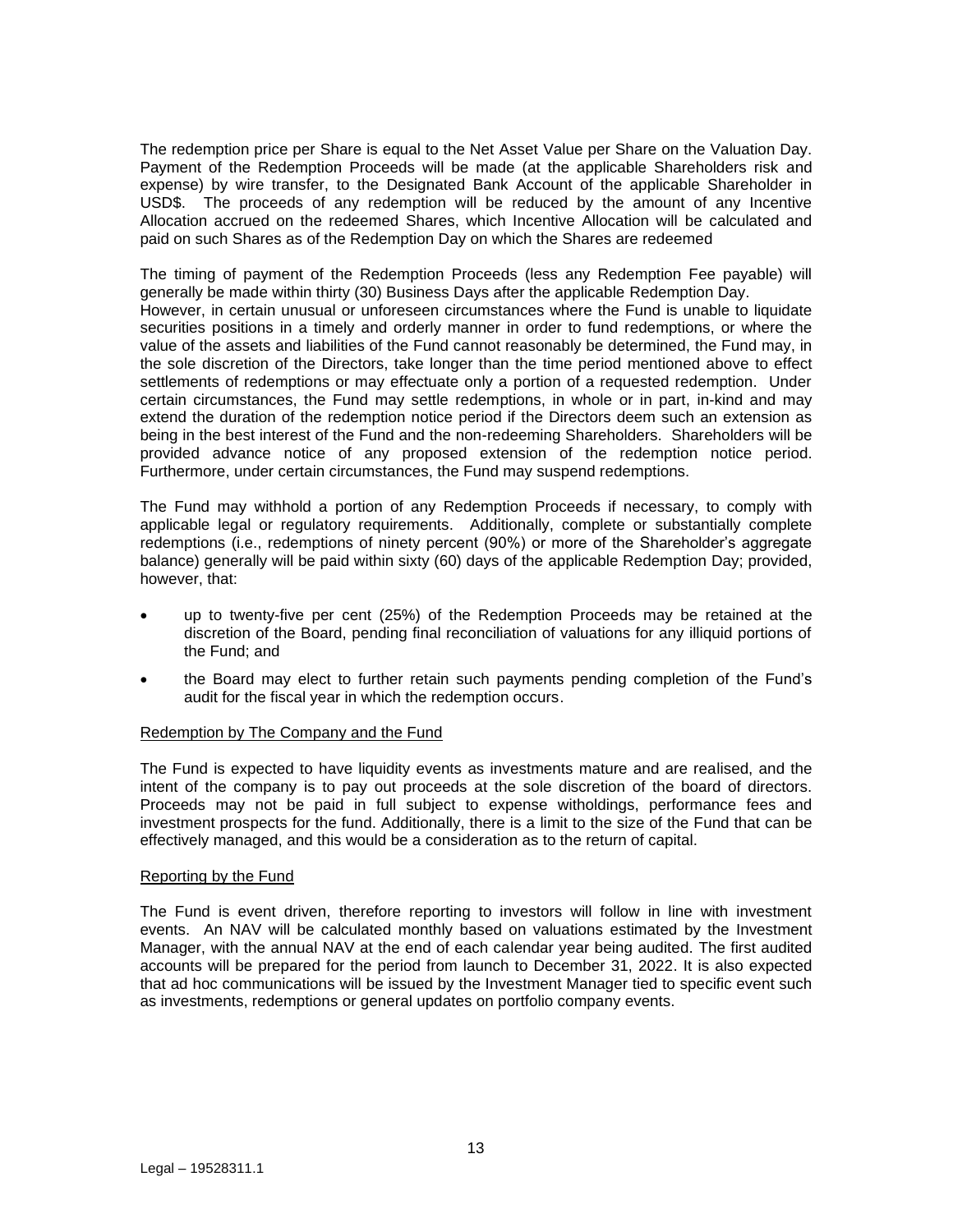The redemption price per Share is equal to the Net Asset Value per Share on the Valuation Day. Payment of the Redemption Proceeds will be made (at the applicable Shareholders risk and expense) by wire transfer, to the Designated Bank Account of the applicable Shareholder in USD$. The proceeds of any redemption will be reduced by the amount of any Incentive Allocation accrued on the redeemed Shares, which Incentive Allocation will be calculated and paid on such Shares as of the Redemption Day on which the Shares are redeemed

The timing of payment of the Redemption Proceeds (less any Redemption Fee payable) will generally be made within thirty (30) Business Days after the applicable Redemption Day. However, in certain unusual or unforeseen circumstances where the Fund is unable to liquidate securities positions in a timely and orderly manner in order to fund redemptions, or where the value of the assets and liabilities of the Fund cannot reasonably be determined, the Fund may, in the sole discretion of the Directors, take longer than the time period mentioned above to effect settlements of redemptions or may effectuate only a portion of a requested redemption. Under certain circumstances, the Fund may settle redemptions, in whole or in part, in-kind and may extend the duration of the redemption notice period if the Directors deem such an extension as being in the best interest of the Fund and the non-redeeming Shareholders. Shareholders will be provided advance notice of any proposed extension of the redemption notice period. Furthermore, under certain circumstances, the Fund may suspend redemptions.

The Fund may withhold a portion of any Redemption Proceeds if necessary, to comply with applicable legal or regulatory requirements. Additionally, complete or substantially complete redemptions (i.e., redemptions of ninety percent (90%) or more of the Shareholder's aggregate balance) generally will be paid within sixty (60) days of the applicable Redemption Day; provided, however, that:

- up to twenty-five per cent (25%) of the Redemption Proceeds may be retained at the discretion of the Board, pending final reconciliation of valuations for any illiquid portions of the Fund; and
- the Board may elect to further retain such payments pending completion of the Fund's audit for the fiscal year in which the redemption occurs.

Redemption by The Company and the Fund

The Fund is expected to have liquidity events as investments mature and are realised, and the intent of the company is to pay out proceeds at the sole discretion of the board of directors. Proceeds may not be paid in full subject to expense witholdings, performance fees and investment prospects for the fund. Additionally, there is a limit to the size of the Fund that can be effectively managed, and this would be a consideration as to the return of capital.

Reporting by the Fund

The Fund is event driven, therefore reporting to investors will follow in line with investment events. An NAV will be calculated monthly based on valuations estimated by the Investment Manager, with the annual NAV at the end of each calendar year being audited. The first audited accounts will be prepared for the period from launch to December 31, 2022. It is also expected that ad hoc communications will be issued by the Investment Manager tied to specific event such as investments, redemptions or general updates on portfolio company events.

Legal – 19528311.1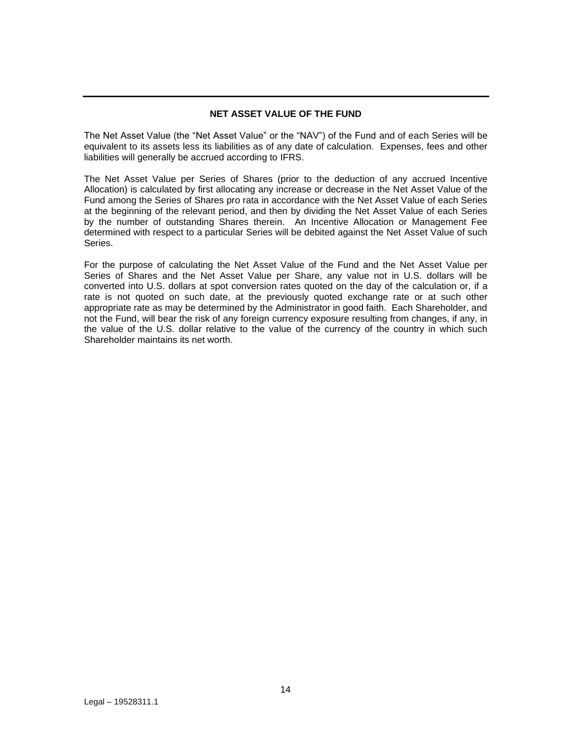## NET ASSET VALUE OF THE FUND

The Net Asset Value (the "Net Asset Value" or the "NAV") of the Fund and of each Series will be equivalent to its assets less its liabilities as of any date of calculation. Expenses, fees and other liabilities will generally be accrued according to IFRS.

The Net Asset Value per Series of Shares (prior to the deduction of any accrued Incentive Allocation) is calculated by first allocating any increase or decrease in the Net Asset Value of the Fund among the Series of Shares pro rata in accordance with the Net Asset Value of each Series at the beginning of the relevant period, and then by dividing the Net Asset Value of each Series by the number of outstanding Shares therein. An Incentive Allocation or Management Fee determined with respect to a particular Series will be debited against the Net Asset Value of such Series.

For the purpose of calculating the Net Asset Value of the Fund and the Net Asset Value per Series of Shares and the Net Asset Value per Share, any value not in U.S. dollars will be converted into U.S. dollars at spot conversion rates quoted on the day of the calculation or, if a rate is not quoted on such date, at the previously quoted exchange rate or at such other appropriate rate as may be determined by the Administrator in good faith. Each Shareholder, and not the Fund, will bear the risk of any foreign currency exposure resulting from changes, if any, in the value of the U.S. dollar relative to the value of the currency of the country in which such Shareholder maintains its net worth.

Legal – 19528311.1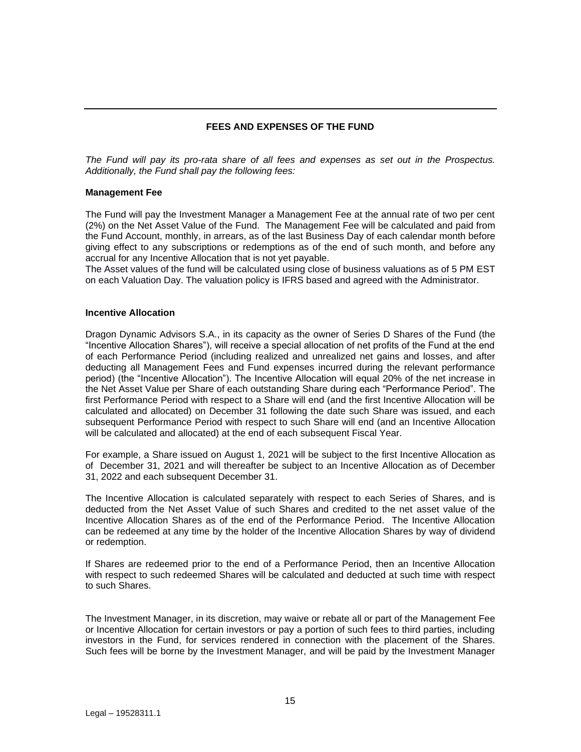## FEES AND EXPENSES OF THE FUND

*The Fund will pay its pro-rata share of all fees and expenses as set out in the Prospectus. Additionally, the Fund shall pay the following fees:*

**Management Fee**

The Fund will pay the Investment Manager a Management Fee at the annual rate of two per cent (2%) on the Net Asset Value of the Fund. The Management Fee will be calculated and paid from the Fund Account, monthly, in arrears, as of the last Business Day of each calendar month before giving effect to any subscriptions or redemptions as of the end of such month, and before any accrual for any Incentive Allocation that is not yet payable.

The Asset values of the fund will be calculated using close of business valuations as of 5 PM EST on each Valuation Day. The valuation policy is IFRS based and agreed with the Administrator.

**Incentive Allocation**

Dragon Dynamic Advisors S.A., in its capacity as the owner of Series D Shares of the Fund (the "Incentive Allocation Shares"), will receive a special allocation of net profits of the Fund at the end of each Performance Period (including realized and unrealized net gains and losses, and after deducting all Management Fees and Fund expenses incurred during the relevant performance period) (the "Incentive Allocation"). The Incentive Allocation will equal 20% of the net increase in the Net Asset Value per Share of each outstanding Share during each "Performance Period". The first Performance Period with respect to a Share will end (and the first Incentive Allocation will be calculated and allocated) on December 31 following the date such Share was issued, and each subsequent Performance Period with respect to such Share will end (and an Incentive Allocation will be calculated and allocated) at the end of each subsequent Fiscal Year.

For example, a Share issued on August 1, 2021 will be subject to the first Incentive Allocation as of December 31, 2021 and will thereafter be subject to an Incentive Allocation as of December 31, 2022 and each subsequent December 31.

The Incentive Allocation is calculated separately with respect to each Series of Shares, and is deducted from the Net Asset Value of such Shares and credited to the net asset value of the Incentive Allocation Shares as of the end of the Performance Period. The Incentive Allocation can be redeemed at any time by the holder of the Incentive Allocation Shares by way of dividend or redemption.

If Shares are redeemed prior to the end of a Performance Period, then an Incentive Allocation with respect to such redeemed Shares will be calculated and deducted at such time with respect to such Shares.

The Investment Manager, in its discretion, may waive or rebate all or part of the Management Fee or Incentive Allocation for certain investors or pay a portion of such fees to third parties, including investors in the Fund, for services rendered in connection with the placement of the Shares. Such fees will be borne by the Investment Manager, and will be paid by the Investment Manager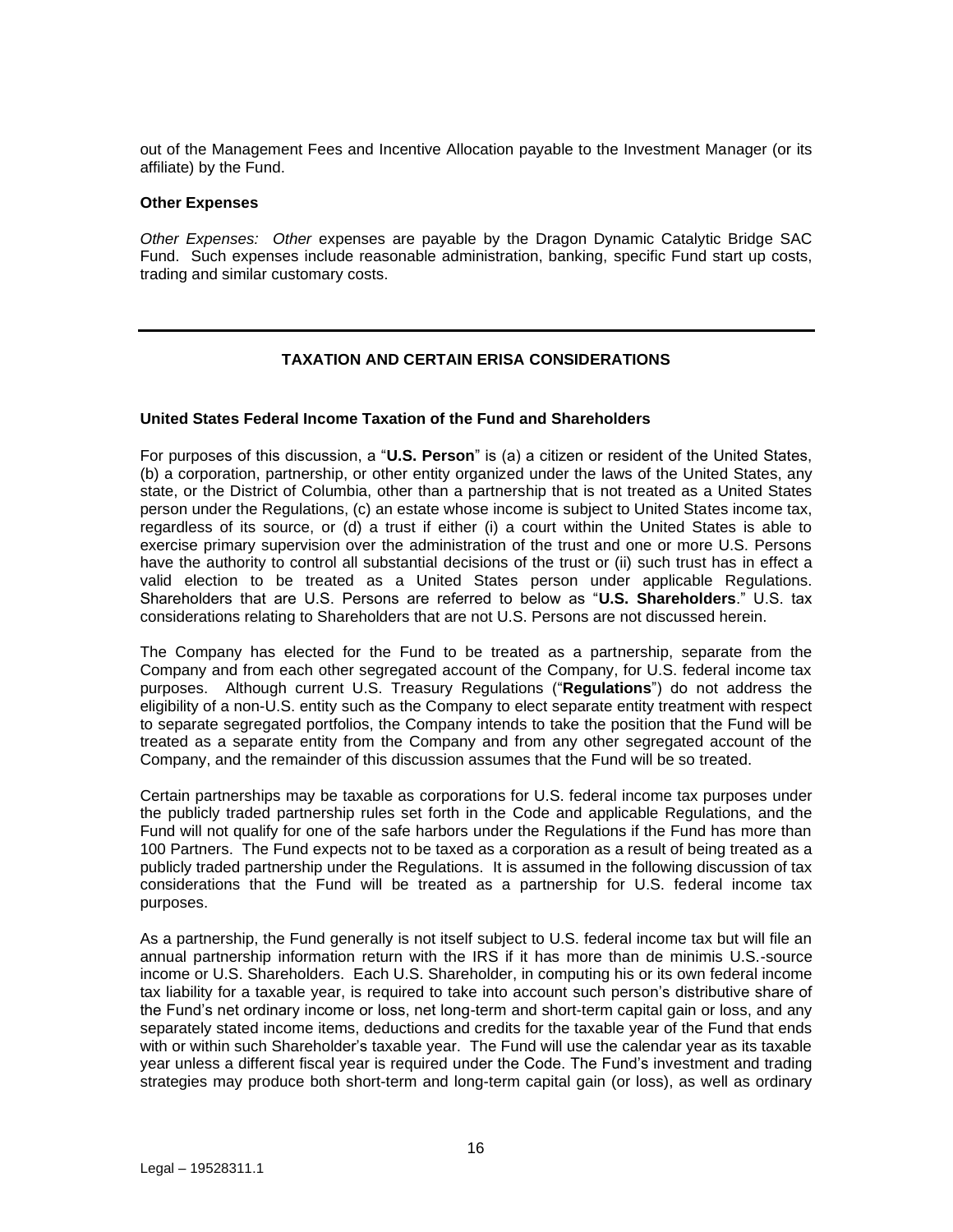out of the Management Fees and Incentive Allocation payable to the Investment Manager (or its affiliate) by the Fund.

**Other Expenses**

*Other Expenses: Other* expenses are payable by the Dragon Dynamic Catalytic Bridge SAC Fund. Such expenses include reasonable administration, banking, specific Fund start up costs, trading and similar customary costs.

---

## TAXATION AND CERTAIN ERISA CONSIDERATIONS

**United States Federal Income Taxation of the Fund and Shareholders**

For purposes of this discussion, a "**U.S. Person**" is (a) a citizen or resident of the United States, (b) a corporation, partnership, or other entity organized under the laws of the United States, any state, or the District of Columbia, other than a partnership that is not treated as a United States person under the Regulations, (c) an estate whose income is subject to United States income tax, regardless of its source, or (d) a trust if either (i) a court within the United States is able to exercise primary supervision over the administration of the trust and one or more U.S. Persons have the authority to control all substantial decisions of the trust or (ii) such trust has in effect a valid election to be treated as a United States person under applicable Regulations. Shareholders that are U.S. Persons are referred to below as "**U.S. Shareholders**." U.S. tax considerations relating to Shareholders that are not U.S. Persons are not discussed herein.

The Company has elected for the Fund to be treated as a partnership, separate from the Company and from each other segregated account of the Company, for U.S. federal income tax purposes. Although current U.S. Treasury Regulations ("**Regulations**") do not address the eligibility of a non-U.S. entity such as the Company to elect separate entity treatment with respect to separate segregated portfolios, the Company intends to take the position that the Fund will be treated as a separate entity from the Company and from any other segregated account of the Company, and the remainder of this discussion assumes that the Fund will be so treated.

Certain partnerships may be taxable as corporations for U.S. federal income tax purposes under the publicly traded partnership rules set forth in the Code and applicable Regulations, and the Fund will not qualify for one of the safe harbors under the Regulations if the Fund has more than 100 Partners. The Fund expects not to be taxed as a corporation as a result of being treated as a publicly traded partnership under the Regulations. It is assumed in the following discussion of tax considerations that the Fund will be treated as a partnership for U.S. federal income tax purposes.

As a partnership, the Fund generally is not itself subject to U.S. federal income tax but will file an annual partnership information return with the IRS if it has more than de minimis U.S.-source income or U.S. Shareholders. Each U.S. Shareholder, in computing his or its own federal income tax liability for a taxable year, is required to take into account such person's distributive share of the Fund's net ordinary income or loss, net long-term and short-term capital gain or loss, and any separately stated income items, deductions and credits for the taxable year of the Fund that ends with or within such Shareholder's taxable year. The Fund will use the calendar year as its taxable year unless a different fiscal year is required under the Code. The Fund's investment and trading strategies may produce both short-term and long-term capital gain (or loss), as well as ordinary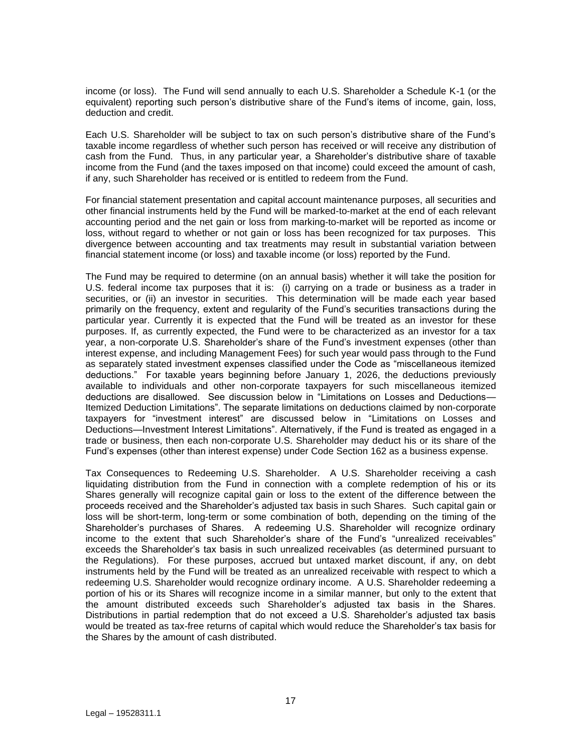income (or loss). The Fund will send annually to each U.S. Shareholder a Schedule K-1 (or the equivalent) reporting such person's distributive share of the Fund's items of income, gain, loss, deduction and credit.

Each U.S. Shareholder will be subject to tax on such person's distributive share of the Fund's taxable income regardless of whether such person has received or will receive any distribution of cash from the Fund. Thus, in any particular year, a Shareholder's distributive share of taxable income from the Fund (and the taxes imposed on that income) could exceed the amount of cash, if any, such Shareholder has received or is entitled to redeem from the Fund.

For financial statement presentation and capital account maintenance purposes, all securities and other financial instruments held by the Fund will be marked-to-market at the end of each relevant accounting period and the net gain or loss from marking-to-market will be reported as income or loss, without regard to whether or not gain or loss has been recognized for tax purposes. This divergence between accounting and tax treatments may result in substantial variation between financial statement income (or loss) and taxable income (or loss) reported by the Fund.

The Fund may be required to determine (on an annual basis) whether it will take the position for U.S. federal income tax purposes that it is: (i) carrying on a trade or business as a trader in securities, or (ii) an investor in securities. This determination will be made each year based primarily on the frequency, extent and regularity of the Fund's securities transactions during the particular year. Currently it is expected that the Fund will be treated as an investor for these purposes. If, as currently expected, the Fund were to be characterized as an investor for a tax year, a non-corporate U.S. Shareholder's share of the Fund's investment expenses (other than interest expense, and including Management Fees) for such year would pass through to the Fund as separately stated investment expenses classified under the Code as "miscellaneous itemized deductions." For taxable years beginning before January 1, 2026, the deductions previously available to individuals and other non-corporate taxpayers for such miscellaneous itemized deductions are disallowed. See discussion below in "Limitations on Losses and Deductions—Itemized Deduction Limitations". The separate limitations on deductions claimed by non-corporate taxpayers for "investment interest" are discussed below in "Limitations on Losses and Deductions—Investment Interest Limitations". Alternatively, if the Fund is treated as engaged in a trade or business, then each non-corporate U.S. Shareholder may deduct his or its share of the Fund's expenses (other than interest expense) under Code Section 162 as a business expense.

Tax Consequences to Redeeming U.S. Shareholder. A U.S. Shareholder receiving a cash liquidating distribution from the Fund in connection with a complete redemption of his or its Shares generally will recognize capital gain or loss to the extent of the difference between the proceeds received and the Shareholder's adjusted tax basis in such Shares. Such capital gain or loss will be short-term, long-term or some combination of both, depending on the timing of the Shareholder's purchases of Shares. A redeeming U.S. Shareholder will recognize ordinary income to the extent that such Shareholder's share of the Fund's "unrealized receivables" exceeds the Shareholder's tax basis in such unrealized receivables (as determined pursuant to the Regulations). For these purposes, accrued but untaxed market discount, if any, on debt instruments held by the Fund will be treated as an unrealized receivable with respect to which a redeeming U.S. Shareholder would recognize ordinary income. A U.S. Shareholder redeeming a portion of his or its Shares will recognize income in a similar manner, but only to the extent that the amount distributed exceeds such Shareholder's adjusted tax basis in the Shares. Distributions in partial redemption that do not exceed a U.S. Shareholder's adjusted tax basis would be treated as tax-free returns of capital which would reduce the Shareholder's tax basis for the Shares by the amount of cash distributed.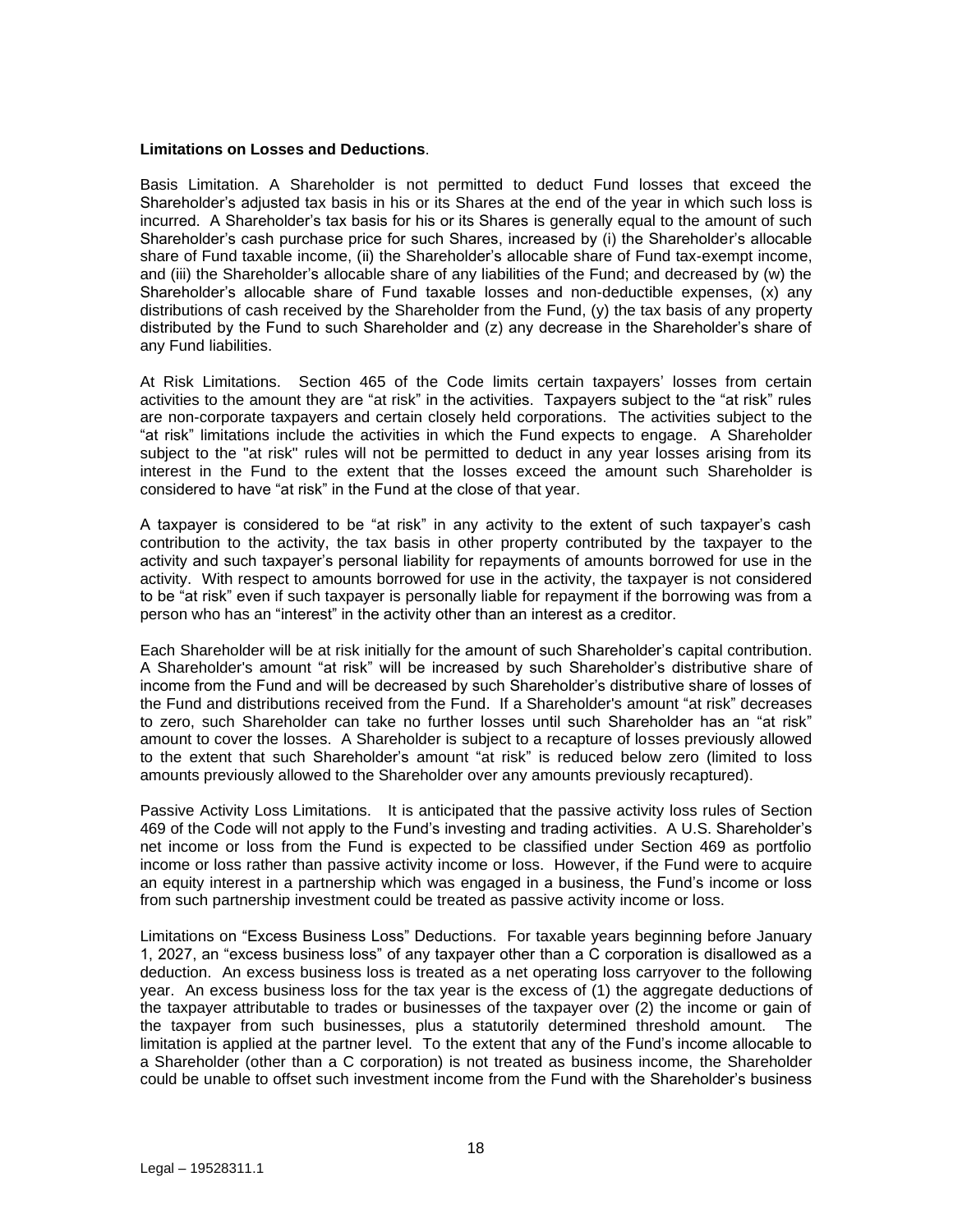**Limitations on Losses and Deductions**.

Basis Limitation. A Shareholder is not permitted to deduct Fund losses that exceed the Shareholder's adjusted tax basis in his or its Shares at the end of the year in which such loss is incurred. A Shareholder's tax basis for his or its Shares is generally equal to the amount of such Shareholder's cash purchase price for such Shares, increased by (i) the Shareholder's allocable share of Fund taxable income, (ii) the Shareholder's allocable share of Fund tax-exempt income, and (iii) the Shareholder's allocable share of any liabilities of the Fund; and decreased by (w) the Shareholder's allocable share of Fund taxable losses and non-deductible expenses, (x) any distributions of cash received by the Shareholder from the Fund, (y) the tax basis of any property distributed by the Fund to such Shareholder and (z) any decrease in the Shareholder's share of any Fund liabilities.

At Risk Limitations. Section 465 of the Code limits certain taxpayers' losses from certain activities to the amount they are "at risk" in the activities. Taxpayers subject to the "at risk" rules are non-corporate taxpayers and certain closely held corporations. The activities subject to the "at risk" limitations include the activities in which the Fund expects to engage. A Shareholder subject to the "at risk" rules will not be permitted to deduct in any year losses arising from its interest in the Fund to the extent that the losses exceed the amount such Shareholder is considered to have "at risk" in the Fund at the close of that year.

A taxpayer is considered to be "at risk" in any activity to the extent of such taxpayer's cash contribution to the activity, the tax basis in other property contributed by the taxpayer to the activity and such taxpayer's personal liability for repayments of amounts borrowed for use in the activity. With respect to amounts borrowed for use in the activity, the taxpayer is not considered to be "at risk" even if such taxpayer is personally liable for repayment if the borrowing was from a person who has an "interest" in the activity other than an interest as a creditor.

Each Shareholder will be at risk initially for the amount of such Shareholder's capital contribution. A Shareholder's amount "at risk" will be increased by such Shareholder's distributive share of income from the Fund and will be decreased by such Shareholder's distributive share of losses of the Fund and distributions received from the Fund. If a Shareholder's amount "at risk" decreases to zero, such Shareholder can take no further losses until such Shareholder has an "at risk" amount to cover the losses. A Shareholder is subject to a recapture of losses previously allowed to the extent that such Shareholder's amount "at risk" is reduced below zero (limited to loss amounts previously allowed to the Shareholder over any amounts previously recaptured).

Passive Activity Loss Limitations. It is anticipated that the passive activity loss rules of Section 469 of the Code will not apply to the Fund's investing and trading activities. A U.S. Shareholder's net income or loss from the Fund is expected to be classified under Section 469 as portfolio income or loss rather than passive activity income or loss. However, if the Fund were to acquire an equity interest in a partnership which was engaged in a business, the Fund's income or loss from such partnership investment could be treated as passive activity income or loss.

Limitations on "Excess Business Loss" Deductions. For taxable years beginning before January 1, 2027, an "excess business loss" of any taxpayer other than a C corporation is disallowed as a deduction. An excess business loss is treated as a net operating loss carryover to the following year. An excess business loss for the tax year is the excess of (1) the aggregate deductions of the taxpayer attributable to trades or businesses of the taxpayer over (2) the income or gain of the taxpayer from such businesses, plus a statutorily determined threshold amount. The limitation is applied at the partner level. To the extent that any of the Fund's income allocable to a Shareholder (other than a C corporation) is not treated as business income, the Shareholder could be unable to offset such investment income from the Fund with the Shareholder's business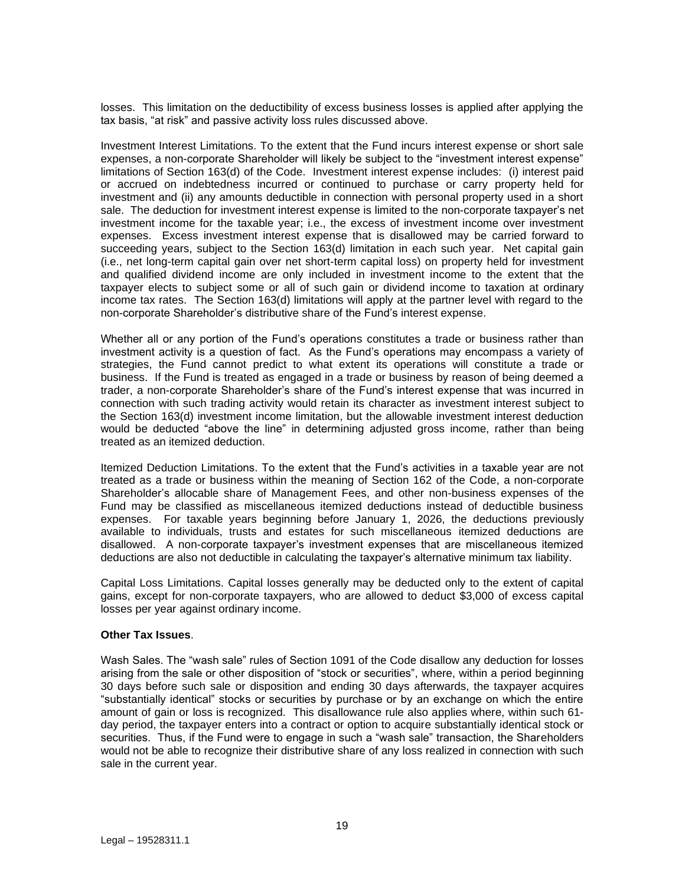losses. This limitation on the deductibility of excess business losses is applied after applying the tax basis, "at risk" and passive activity loss rules discussed above.

Investment Interest Limitations. To the extent that the Fund incurs interest expense or short sale expenses, a non-corporate Shareholder will likely be subject to the "investment interest expense" limitations of Section 163(d) of the Code. Investment interest expense includes: (i) interest paid or accrued on indebtedness incurred or continued to purchase or carry property held for investment and (ii) any amounts deductible in connection with personal property used in a short sale. The deduction for investment interest expense is limited to the non-corporate taxpayer's net investment income for the taxable year; i.e., the excess of investment income over investment expenses. Excess investment interest expense that is disallowed may be carried forward to succeeding years, subject to the Section 163(d) limitation in each such year. Net capital gain (i.e., net long-term capital gain over net short-term capital loss) on property held for investment and qualified dividend income are only included in investment income to the extent that the taxpayer elects to subject some or all of such gain or dividend income to taxation at ordinary income tax rates. The Section 163(d) limitations will apply at the partner level with regard to the non-corporate Shareholder's distributive share of the Fund's interest expense.

Whether all or any portion of the Fund's operations constitutes a trade or business rather than investment activity is a question of fact. As the Fund's operations may encompass a variety of strategies, the Fund cannot predict to what extent its operations will constitute a trade or business. If the Fund is treated as engaged in a trade or business by reason of being deemed a trader, a non-corporate Shareholder's share of the Fund's interest expense that was incurred in connection with such trading activity would retain its character as investment interest subject to the Section 163(d) investment income limitation, but the allowable investment interest deduction would be deducted "above the line" in determining adjusted gross income, rather than being treated as an itemized deduction.

Itemized Deduction Limitations. To the extent that the Fund's activities in a taxable year are not treated as a trade or business within the meaning of Section 162 of the Code, a non-corporate Shareholder's allocable share of Management Fees, and other non-business expenses of the Fund may be classified as miscellaneous itemized deductions instead of deductible business expenses. For taxable years beginning before January 1, 2026, the deductions previously available to individuals, trusts and estates for such miscellaneous itemized deductions are disallowed. A non-corporate taxpayer's investment expenses that are miscellaneous itemized deductions are also not deductible in calculating the taxpayer's alternative minimum tax liability.

Capital Loss Limitations. Capital losses generally may be deducted only to the extent of capital gains, except for non-corporate taxpayers, who are allowed to deduct $3,000 of excess capital losses per year against ordinary income.

**Other Tax Issues**.

Wash Sales. The "wash sale" rules of Section 1091 of the Code disallow any deduction for losses arising from the sale or other disposition of "stock or securities", where, within a period beginning 30 days before such sale or disposition and ending 30 days afterwards, the taxpayer acquires "substantially identical" stocks or securities by purchase or by an exchange on which the entire amount of gain or loss is recognized. This disallowance rule also applies where, within such 61-day period, the taxpayer enters into a contract or option to acquire substantially identical stock or securities. Thus, if the Fund were to engage in such a "wash sale" transaction, the Shareholders would not be able to recognize their distributive share of any loss realized in connection with such sale in the current year.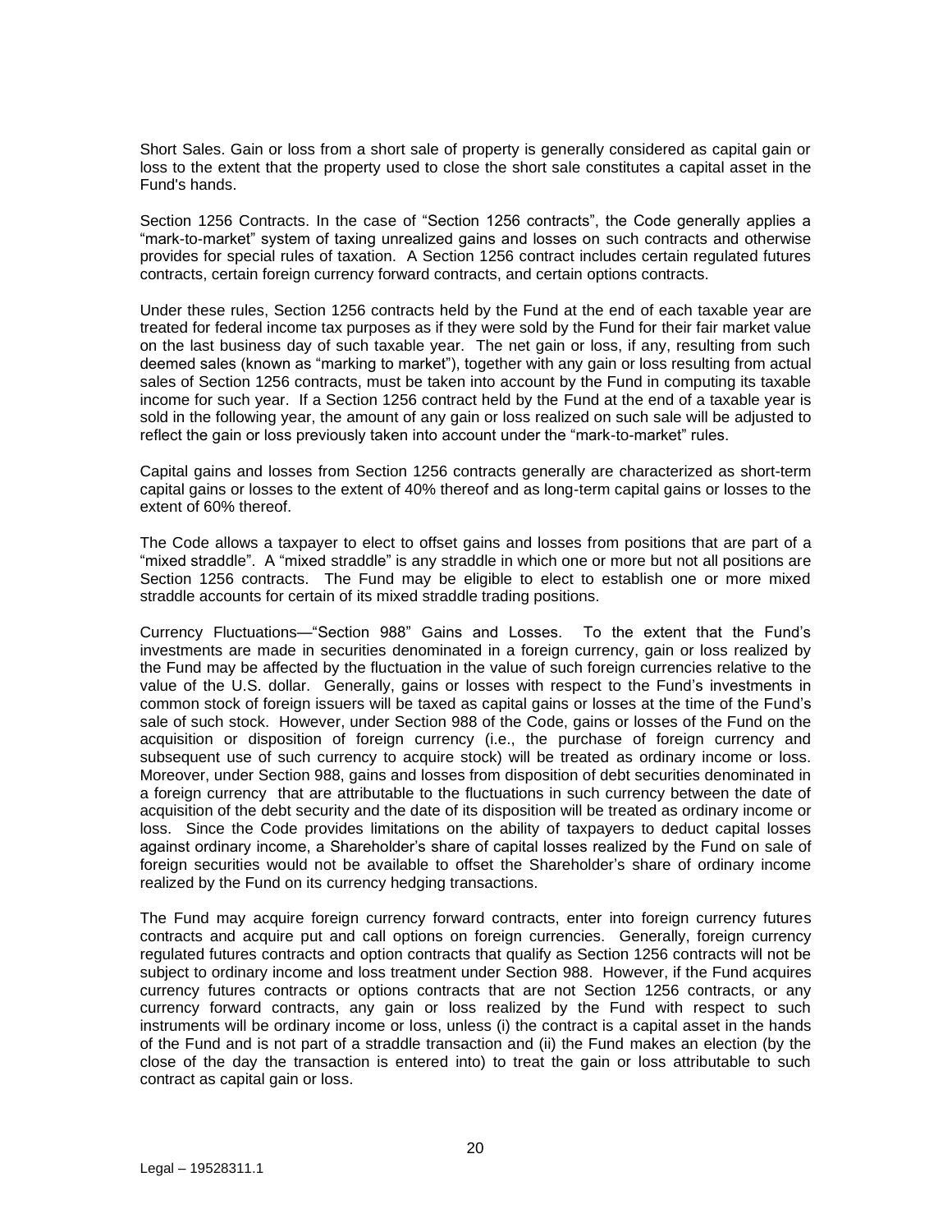Short Sales. Gain or loss from a short sale of property is generally considered as capital gain or loss to the extent that the property used to close the short sale constitutes a capital asset in the Fund's hands.

Section 1256 Contracts. In the case of "Section 1256 contracts", the Code generally applies a "mark-to-market" system of taxing unrealized gains and losses on such contracts and otherwise provides for special rules of taxation. A Section 1256 contract includes certain regulated futures contracts, certain foreign currency forward contracts, and certain options contracts.

Under these rules, Section 1256 contracts held by the Fund at the end of each taxable year are treated for federal income tax purposes as if they were sold by the Fund for their fair market value on the last business day of such taxable year. The net gain or loss, if any, resulting from such deemed sales (known as "marking to market"), together with any gain or loss resulting from actual sales of Section 1256 contracts, must be taken into account by the Fund in computing its taxable income for such year. If a Section 1256 contract held by the Fund at the end of a taxable year is sold in the following year, the amount of any gain or loss realized on such sale will be adjusted to reflect the gain or loss previously taken into account under the "mark-to-market" rules.

Capital gains and losses from Section 1256 contracts generally are characterized as short-term capital gains or losses to the extent of 40% thereof and as long-term capital gains or losses to the extent of 60% thereof.

The Code allows a taxpayer to elect to offset gains and losses from positions that are part of a "mixed straddle". A "mixed straddle" is any straddle in which one or more but not all positions are Section 1256 contracts. The Fund may be eligible to elect to establish one or more mixed straddle accounts for certain of its mixed straddle trading positions.

Currency Fluctuations—"Section 988" Gains and Losses. To the extent that the Fund's investments are made in securities denominated in a foreign currency, gain or loss realized by the Fund may be affected by the fluctuation in the value of such foreign currencies relative to the value of the U.S. dollar. Generally, gains or losses with respect to the Fund's investments in common stock of foreign issuers will be taxed as capital gains or losses at the time of the Fund's sale of such stock. However, under Section 988 of the Code, gains or losses of the Fund on the acquisition or disposition of foreign currency (i.e., the purchase of foreign currency and subsequent use of such currency to acquire stock) will be treated as ordinary income or loss. Moreover, under Section 988, gains and losses from disposition of debt securities denominated in a foreign currency that are attributable to the fluctuations in such currency between the date of acquisition of the debt security and the date of its disposition will be treated as ordinary income or loss. Since the Code provides limitations on the ability of taxpayers to deduct capital losses against ordinary income, a Shareholder's share of capital losses realized by the Fund on sale of foreign securities would not be available to offset the Shareholder's share of ordinary income realized by the Fund on its currency hedging transactions.

The Fund may acquire foreign currency forward contracts, enter into foreign currency futures contracts and acquire put and call options on foreign currencies. Generally, foreign currency regulated futures contracts and option contracts that qualify as Section 1256 contracts will not be subject to ordinary income and loss treatment under Section 988. However, if the Fund acquires currency futures contracts or options contracts that are not Section 1256 contracts, or any currency forward contracts, any gain or loss realized by the Fund with respect to such instruments will be ordinary income or loss, unless (i) the contract is a capital asset in the hands of the Fund and is not part of a straddle transaction and (ii) the Fund makes an election (by the close of the day the transaction is entered into) to treat the gain or loss attributable to such contract as capital gain or loss.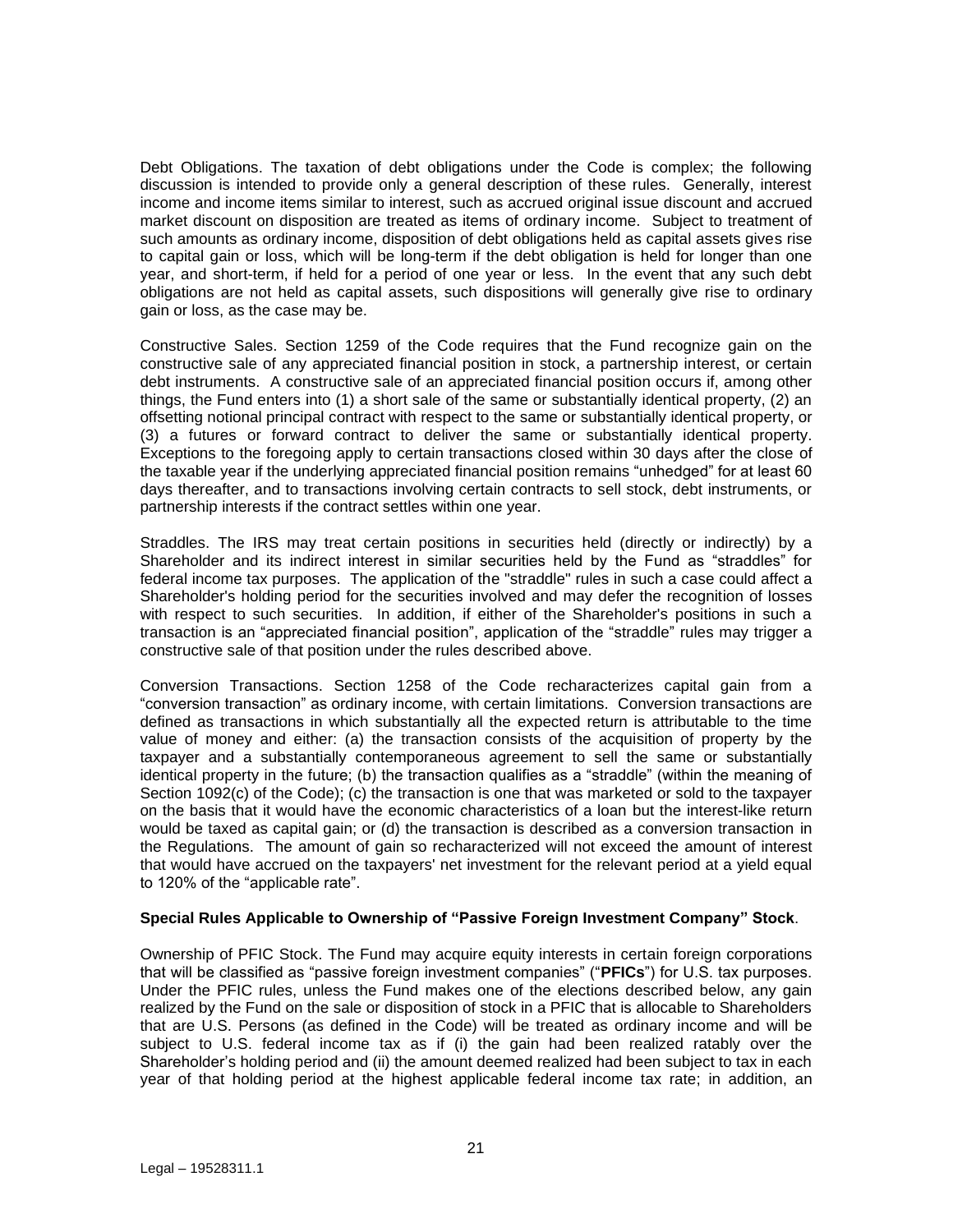Debt Obligations. The taxation of debt obligations under the Code is complex; the following discussion is intended to provide only a general description of these rules. Generally, interest income and income items similar to interest, such as accrued original issue discount and accrued market discount on disposition are treated as items of ordinary income. Subject to treatment of such amounts as ordinary income, disposition of debt obligations held as capital assets gives rise to capital gain or loss, which will be long-term if the debt obligation is held for longer than one year, and short-term, if held for a period of one year or less. In the event that any such debt obligations are not held as capital assets, such dispositions will generally give rise to ordinary gain or loss, as the case may be.

Constructive Sales. Section 1259 of the Code requires that the Fund recognize gain on the constructive sale of any appreciated financial position in stock, a partnership interest, or certain debt instruments. A constructive sale of an appreciated financial position occurs if, among other things, the Fund enters into (1) a short sale of the same or substantially identical property, (2) an offsetting notional principal contract with respect to the same or substantially identical property, or (3) a futures or forward contract to deliver the same or substantially identical property. Exceptions to the foregoing apply to certain transactions closed within 30 days after the close of the taxable year if the underlying appreciated financial position remains "unhedged" for at least 60 days thereafter, and to transactions involving certain contracts to sell stock, debt instruments, or partnership interests if the contract settles within one year.

Straddles. The IRS may treat certain positions in securities held (directly or indirectly) by a Shareholder and its indirect interest in similar securities held by the Fund as "straddles" for federal income tax purposes. The application of the "straddle" rules in such a case could affect a Shareholder's holding period for the securities involved and may defer the recognition of losses with respect to such securities. In addition, if either of the Shareholder's positions in such a transaction is an "appreciated financial position", application of the "straddle" rules may trigger a constructive sale of that position under the rules described above.

Conversion Transactions. Section 1258 of the Code recharacterizes capital gain from a "conversion transaction" as ordinary income, with certain limitations. Conversion transactions are defined as transactions in which substantially all the expected return is attributable to the time value of money and either: (a) the transaction consists of the acquisition of property by the taxpayer and a substantially contemporaneous agreement to sell the same or substantially identical property in the future; (b) the transaction qualifies as a "straddle" (within the meaning of Section 1092(c) of the Code); (c) the transaction is one that was marketed or sold to the taxpayer on the basis that it would have the economic characteristics of a loan but the interest-like return would be taxed as capital gain; or (d) the transaction is described as a conversion transaction in the Regulations. The amount of gain so recharacterized will not exceed the amount of interest that would have accrued on the taxpayers' net investment for the relevant period at a yield equal to 120% of the "applicable rate".

**Special Rules Applicable to Ownership of "Passive Foreign Investment Company" Stock**.

Ownership of PFIC Stock. The Fund may acquire equity interests in certain foreign corporations that will be classified as "passive foreign investment companies" ("**PFICs**") for U.S. tax purposes. Under the PFIC rules, unless the Fund makes one of the elections described below, any gain realized by the Fund on the sale or disposition of stock in a PFIC that is allocable to Shareholders that are U.S. Persons (as defined in the Code) will be treated as ordinary income and will be subject to U.S. federal income tax as if (i) the gain had been realized ratably over the Shareholder's holding period and (ii) the amount deemed realized had been subject to tax in each year of that holding period at the highest applicable federal income tax rate; in addition, an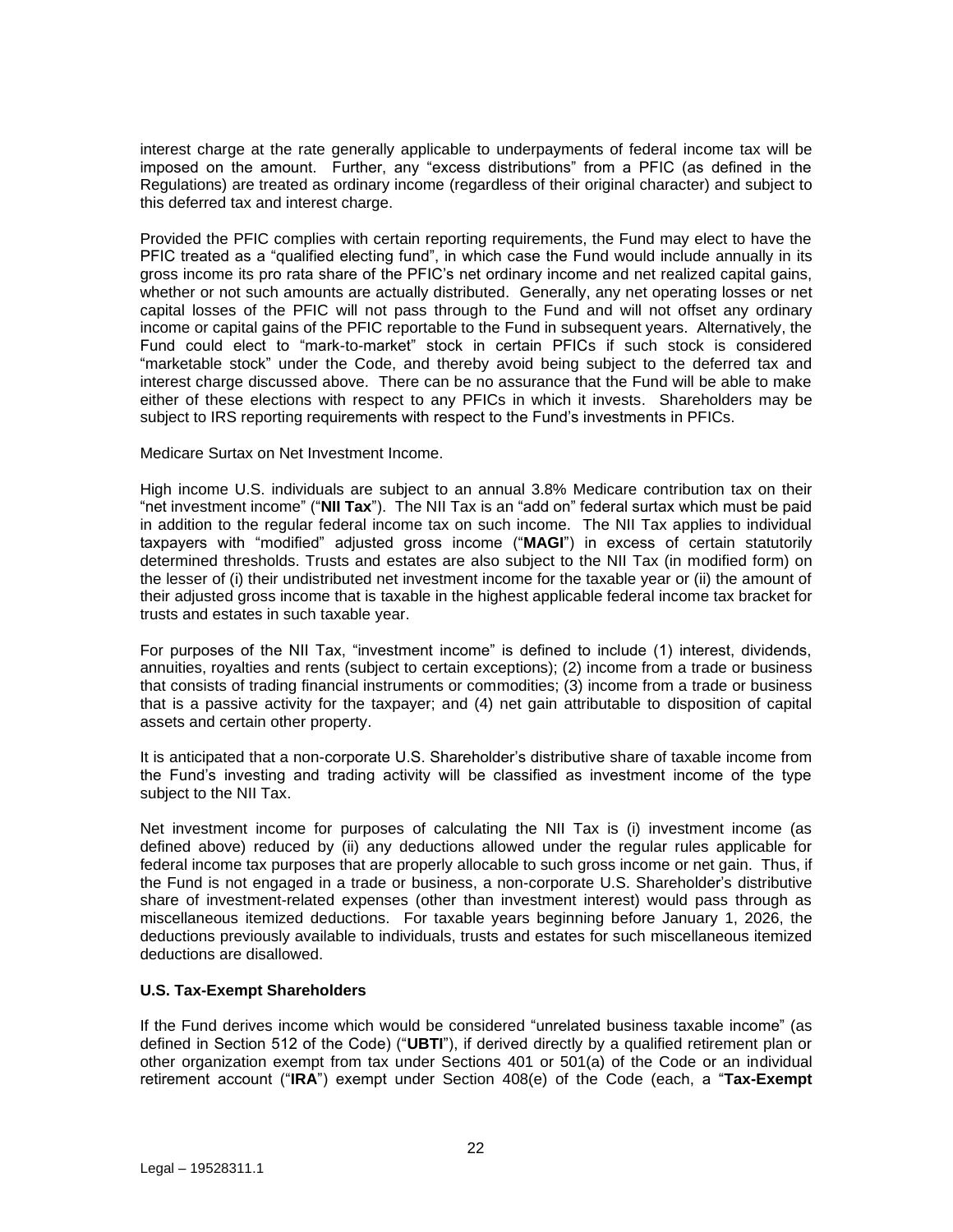interest charge at the rate generally applicable to underpayments of federal income tax will be imposed on the amount. Further, any "excess distributions" from a PFIC (as defined in the Regulations) are treated as ordinary income (regardless of their original character) and subject to this deferred tax and interest charge.

Provided the PFIC complies with certain reporting requirements, the Fund may elect to have the PFIC treated as a "qualified electing fund", in which case the Fund would include annually in its gross income its pro rata share of the PFIC's net ordinary income and net realized capital gains, whether or not such amounts are actually distributed. Generally, any net operating losses or net capital losses of the PFIC will not pass through to the Fund and will not offset any ordinary income or capital gains of the PFIC reportable to the Fund in subsequent years. Alternatively, the Fund could elect to "mark-to-market" stock in certain PFICs if such stock is considered "marketable stock" under the Code, and thereby avoid being subject to the deferred tax and interest charge discussed above. There can be no assurance that the Fund will be able to make either of these elections with respect to any PFICs in which it invests. Shareholders may be subject to IRS reporting requirements with respect to the Fund's investments in PFICs.

Medicare Surtax on Net Investment Income.

High income U.S. individuals are subject to an annual 3.8% Medicare contribution tax on their "net investment income" ("**NII Tax**"). The NII Tax is an "add on" federal surtax which must be paid in addition to the regular federal income tax on such income. The NII Tax applies to individual taxpayers with "modified" adjusted gross income ("**MAGI**") in excess of certain statutorily determined thresholds. Trusts and estates are also subject to the NII Tax (in modified form) on the lesser of (i) their undistributed net investment income for the taxable year or (ii) the amount of their adjusted gross income that is taxable in the highest applicable federal income tax bracket for trusts and estates in such taxable year.

For purposes of the NII Tax, "investment income" is defined to include (1) interest, dividends, annuities, royalties and rents (subject to certain exceptions); (2) income from a trade or business that consists of trading financial instruments or commodities; (3) income from a trade or business that is a passive activity for the taxpayer; and (4) net gain attributable to disposition of capital assets and certain other property.

It is anticipated that a non-corporate U.S. Shareholder's distributive share of taxable income from the Fund's investing and trading activity will be classified as investment income of the type subject to the NII Tax.

Net investment income for purposes of calculating the NII Tax is (i) investment income (as defined above) reduced by (ii) any deductions allowed under the regular rules applicable for federal income tax purposes that are properly allocable to such gross income or net gain. Thus, if the Fund is not engaged in a trade or business, a non-corporate U.S. Shareholder's distributive share of investment-related expenses (other than investment interest) would pass through as miscellaneous itemized deductions. For taxable years beginning before January 1, 2026, the deductions previously available to individuals, trusts and estates for such miscellaneous itemized deductions are disallowed.

**U.S. Tax-Exempt Shareholders**

If the Fund derives income which would be considered "unrelated business taxable income" (as defined in Section 512 of the Code) ("**UBTI**"), if derived directly by a qualified retirement plan or other organization exempt from tax under Sections 401 or 501(a) of the Code or an individual retirement account ("**IRA**") exempt under Section 408(e) of the Code (each, a "**Tax-Exempt**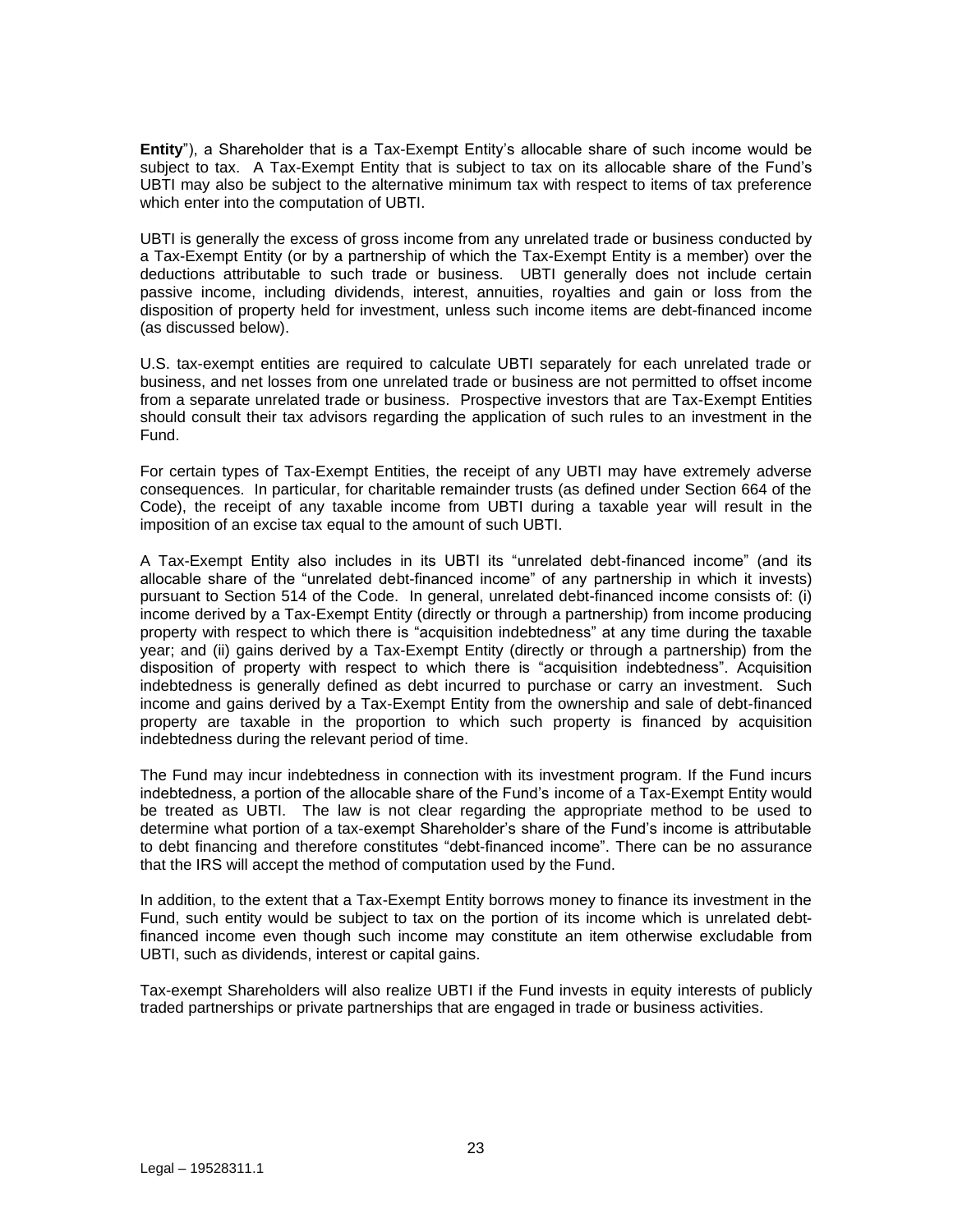**Entity**"), a Shareholder that is a Tax-Exempt Entity's allocable share of such income would be subject to tax. A Tax-Exempt Entity that is subject to tax on its allocable share of the Fund's UBTI may also be subject to the alternative minimum tax with respect to items of tax preference which enter into the computation of UBTI.

UBTI is generally the excess of gross income from any unrelated trade or business conducted by a Tax-Exempt Entity (or by a partnership of which the Tax-Exempt Entity is a member) over the deductions attributable to such trade or business. UBTI generally does not include certain passive income, including dividends, interest, annuities, royalties and gain or loss from the disposition of property held for investment, unless such income items are debt-financed income (as discussed below).

U.S. tax-exempt entities are required to calculate UBTI separately for each unrelated trade or business, and net losses from one unrelated trade or business are not permitted to offset income from a separate unrelated trade or business. Prospective investors that are Tax-Exempt Entities should consult their tax advisors regarding the application of such rules to an investment in the Fund.

For certain types of Tax-Exempt Entities, the receipt of any UBTI may have extremely adverse consequences. In particular, for charitable remainder trusts (as defined under Section 664 of the Code), the receipt of any taxable income from UBTI during a taxable year will result in the imposition of an excise tax equal to the amount of such UBTI.

A Tax-Exempt Entity also includes in its UBTI its "unrelated debt-financed income" (and its allocable share of the "unrelated debt-financed income" of any partnership in which it invests) pursuant to Section 514 of the Code. In general, unrelated debt-financed income consists of: (i) income derived by a Tax-Exempt Entity (directly or through a partnership) from income producing property with respect to which there is "acquisition indebtedness" at any time during the taxable year; and (ii) gains derived by a Tax-Exempt Entity (directly or through a partnership) from the disposition of property with respect to which there is "acquisition indebtedness". Acquisition indebtedness is generally defined as debt incurred to purchase or carry an investment. Such income and gains derived by a Tax-Exempt Entity from the ownership and sale of debt-financed property are taxable in the proportion to which such property is financed by acquisition indebtedness during the relevant period of time.

The Fund may incur indebtedness in connection with its investment program. If the Fund incurs indebtedness, a portion of the allocable share of the Fund's income of a Tax-Exempt Entity would be treated as UBTI. The law is not clear regarding the appropriate method to be used to determine what portion of a tax-exempt Shareholder's share of the Fund's income is attributable to debt financing and therefore constitutes "debt-financed income". There can be no assurance that the IRS will accept the method of computation used by the Fund.

In addition, to the extent that a Tax-Exempt Entity borrows money to finance its investment in the Fund, such entity would be subject to tax on the portion of its income which is unrelated debt-financed income even though such income may constitute an item otherwise excludable from UBTI, such as dividends, interest or capital gains.

Tax-exempt Shareholders will also realize UBTI if the Fund invests in equity interests of publicly traded partnerships or private partnerships that are engaged in trade or business activities.

Legal – 19528311.1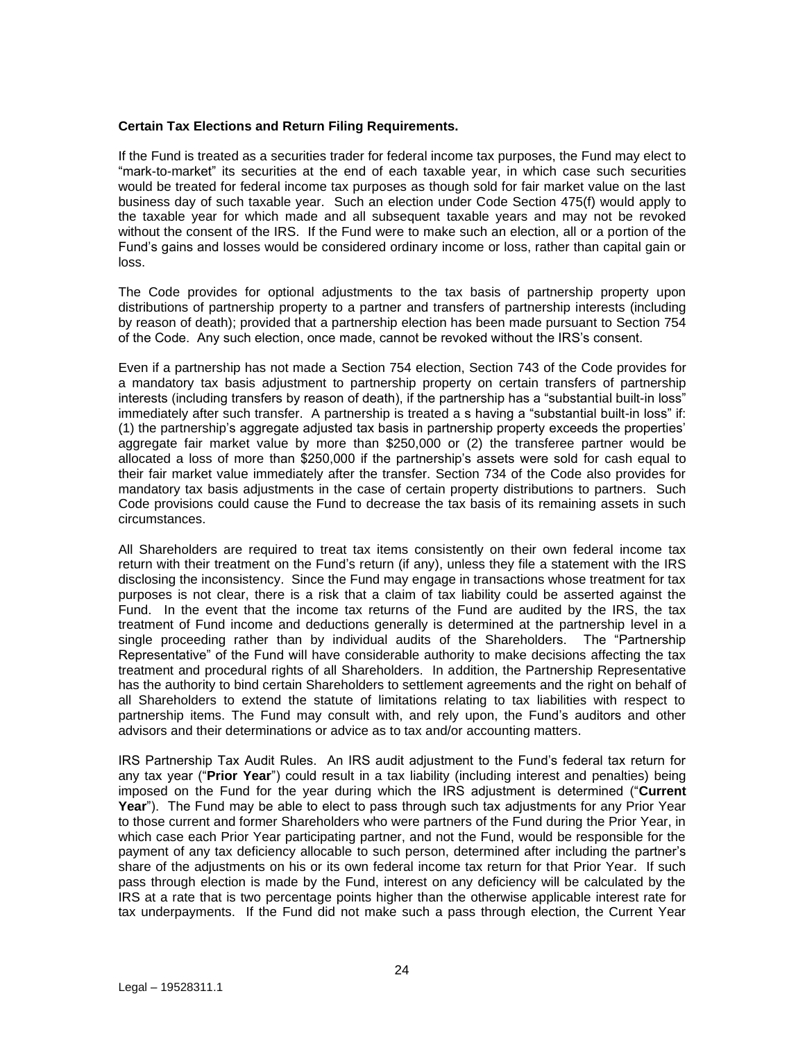**Certain Tax Elections and Return Filing Requirements.**

If the Fund is treated as a securities trader for federal income tax purposes, the Fund may elect to "mark-to-market" its securities at the end of each taxable year, in which case such securities would be treated for federal income tax purposes as though sold for fair market value on the last business day of such taxable year. Such an election under Code Section 475(f) would apply to the taxable year for which made and all subsequent taxable years and may not be revoked without the consent of the IRS. If the Fund were to make such an election, all or a portion of the Fund's gains and losses would be considered ordinary income or loss, rather than capital gain or loss.

The Code provides for optional adjustments to the tax basis of partnership property upon distributions of partnership property to a partner and transfers of partnership interests (including by reason of death); provided that a partnership election has been made pursuant to Section 754 of the Code. Any such election, once made, cannot be revoked without the IRS's consent.

Even if a partnership has not made a Section 754 election, Section 743 of the Code provides for a mandatory tax basis adjustment to partnership property on certain transfers of partnership interests (including transfers by reason of death), if the partnership has a "substantial built-in loss" immediately after such transfer. A partnership is treated a s having a "substantial built-in loss" if: (1) the partnership's aggregate adjusted tax basis in partnership property exceeds the properties' aggregate fair market value by more than $250,000 or (2) the transferee partner would be allocated a loss of more than $250,000 if the partnership's assets were sold for cash equal to their fair market value immediately after the transfer. Section 734 of the Code also provides for mandatory tax basis adjustments in the case of certain property distributions to partners. Such Code provisions could cause the Fund to decrease the tax basis of its remaining assets in such circumstances.

All Shareholders are required to treat tax items consistently on their own federal income tax return with their treatment on the Fund's return (if any), unless they file a statement with the IRS disclosing the inconsistency. Since the Fund may engage in transactions whose treatment for tax purposes is not clear, there is a risk that a claim of tax liability could be asserted against the Fund. In the event that the income tax returns of the Fund are audited by the IRS, the tax treatment of Fund income and deductions generally is determined at the partnership level in a single proceeding rather than by individual audits of the Shareholders. The "Partnership Representative" of the Fund will have considerable authority to make decisions affecting the tax treatment and procedural rights of all Shareholders. In addition, the Partnership Representative has the authority to bind certain Shareholders to settlement agreements and the right on behalf of all Shareholders to extend the statute of limitations relating to tax liabilities with respect to partnership items. The Fund may consult with, and rely upon, the Fund's auditors and other advisors and their determinations or advice as to tax and/or accounting matters.

IRS Partnership Tax Audit Rules. An IRS audit adjustment to the Fund's federal tax return for any tax year ("**Prior Year**") could result in a tax liability (including interest and penalties) being imposed on the Fund for the year during which the IRS adjustment is determined ("**Current Year**"). The Fund may be able to elect to pass through such tax adjustments for any Prior Year to those current and former Shareholders who were partners of the Fund during the Prior Year, in which case each Prior Year participating partner, and not the Fund, would be responsible for the payment of any tax deficiency allocable to such person, determined after including the partner's share of the adjustments on his or its own federal income tax return for that Prior Year. If such pass through election is made by the Fund, interest on any deficiency will be calculated by the IRS at a rate that is two percentage points higher than the otherwise applicable interest rate for tax underpayments. If the Fund did not make such a pass through election, the Current Year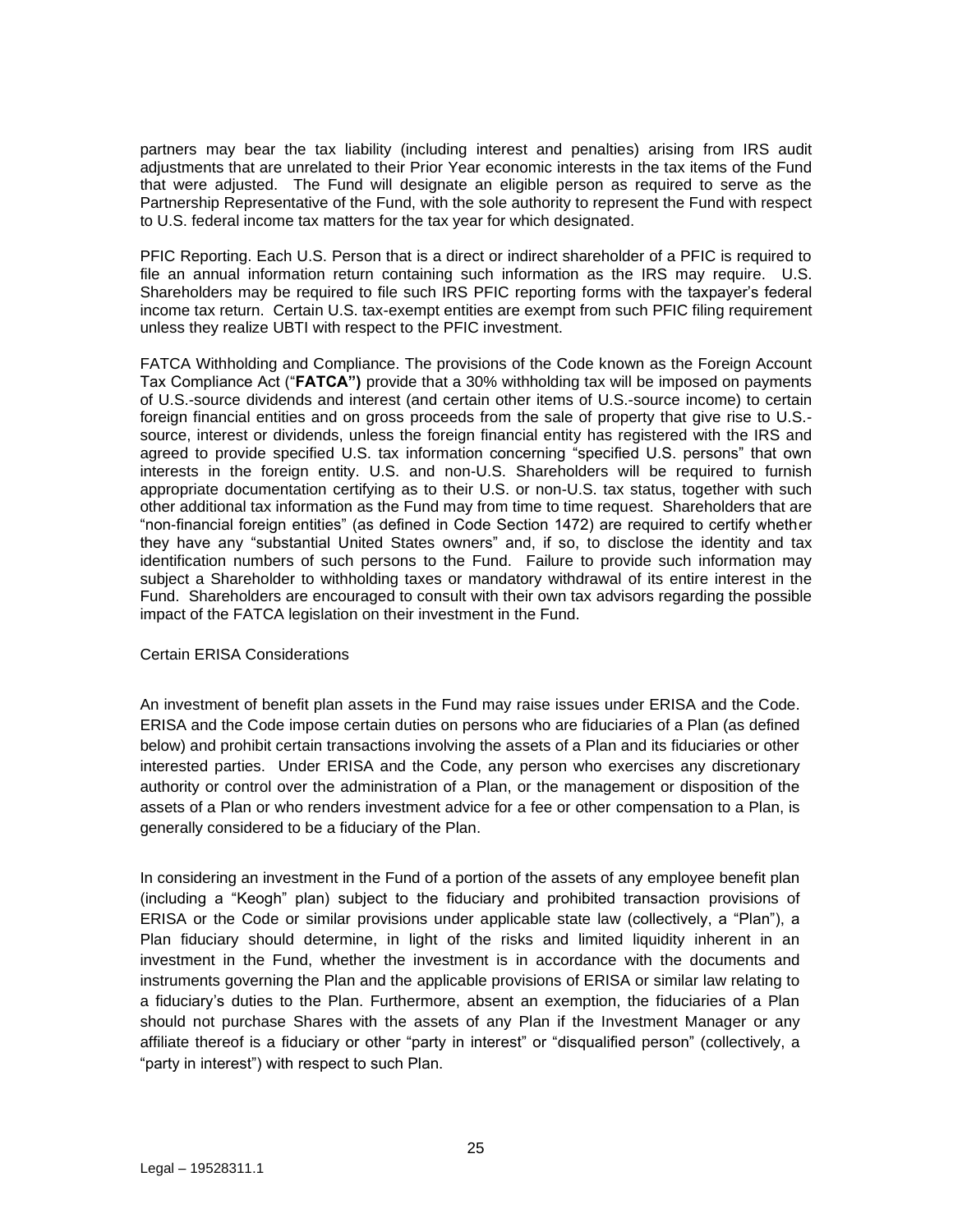partners may bear the tax liability (including interest and penalties) arising from IRS audit adjustments that are unrelated to their Prior Year economic interests in the tax items of the Fund that were adjusted. The Fund will designate an eligible person as required to serve as the Partnership Representative of the Fund, with the sole authority to represent the Fund with respect to U.S. federal income tax matters for the tax year for which designated.

PFIC Reporting. Each U.S. Person that is a direct or indirect shareholder of a PFIC is required to file an annual information return containing such information as the IRS may require. U.S. Shareholders may be required to file such IRS PFIC reporting forms with the taxpayer's federal income tax return. Certain U.S. tax-exempt entities are exempt from such PFIC filing requirement unless they realize UBTI with respect to the PFIC investment.

FATCA Withholding and Compliance. The provisions of the Code known as the Foreign Account Tax Compliance Act ("**FATCA")** provide that a 30% withholding tax will be imposed on payments of U.S.-source dividends and interest (and certain other items of U.S.-source income) to certain foreign financial entities and on gross proceeds from the sale of property that give rise to U.S.-source, interest or dividends, unless the foreign financial entity has registered with the IRS and agreed to provide specified U.S. tax information concerning "specified U.S. persons" that own interests in the foreign entity. U.S. and non-U.S. Shareholders will be required to furnish appropriate documentation certifying as to their U.S. or non-U.S. tax status, together with such other additional tax information as the Fund may from time to time request. Shareholders that are "non-financial foreign entities" (as defined in Code Section 1472) are required to certify whether they have any "substantial United States owners" and, if so, to disclose the identity and tax identification numbers of such persons to the Fund. Failure to provide such information may subject a Shareholder to withholding taxes or mandatory withdrawal of its entire interest in the Fund. Shareholders are encouraged to consult with their own tax advisors regarding the possible impact of the FATCA legislation on their investment in the Fund.

Certain ERISA Considerations

An investment of benefit plan assets in the Fund may raise issues under ERISA and the Code. ERISA and the Code impose certain duties on persons who are fiduciaries of a Plan (as defined below) and prohibit certain transactions involving the assets of a Plan and its fiduciaries or other interested parties. Under ERISA and the Code, any person who exercises any discretionary authority or control over the administration of a Plan, or the management or disposition of the assets of a Plan or who renders investment advice for a fee or other compensation to a Plan, is generally considered to be a fiduciary of the Plan.

In considering an investment in the Fund of a portion of the assets of any employee benefit plan (including a "Keogh" plan) subject to the fiduciary and prohibited transaction provisions of ERISA or the Code or similar provisions under applicable state law (collectively, a "Plan"), a Plan fiduciary should determine, in light of the risks and limited liquidity inherent in an investment in the Fund, whether the investment is in accordance with the documents and instruments governing the Plan and the applicable provisions of ERISA or similar law relating to a fiduciary's duties to the Plan. Furthermore, absent an exemption, the fiduciaries of a Plan should not purchase Shares with the assets of any Plan if the Investment Manager or any affiliate thereof is a fiduciary or other "party in interest" or "disqualified person" (collectively, a "party in interest") with respect to such Plan.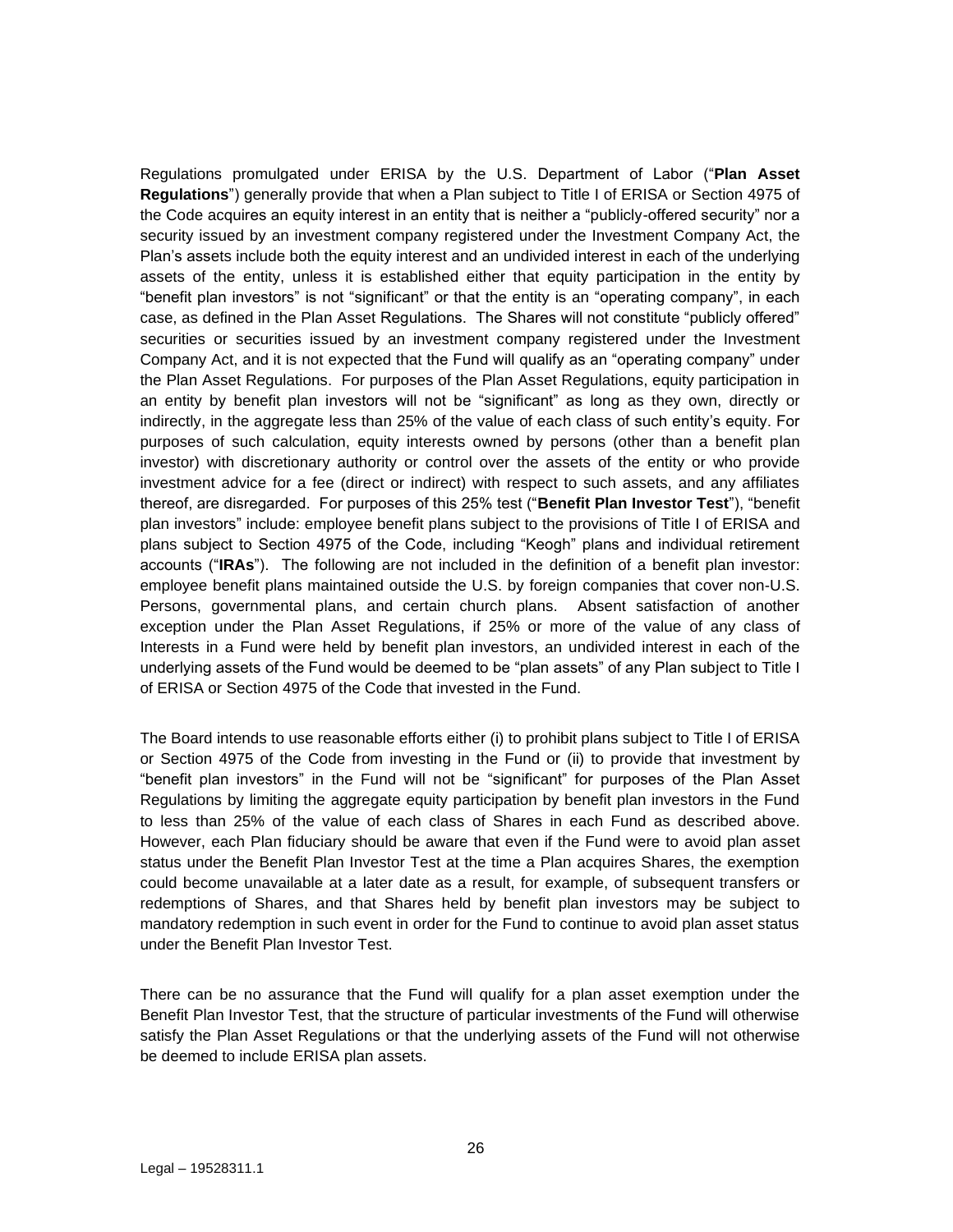Regulations promulgated under ERISA by the U.S. Department of Labor ("**Plan Asset Regulations**") generally provide that when a Plan subject to Title I of ERISA or Section 4975 of the Code acquires an equity interest in an entity that is neither a "publicly-offered security" nor a security issued by an investment company registered under the Investment Company Act, the Plan's assets include both the equity interest and an undivided interest in each of the underlying assets of the entity, unless it is established either that equity participation in the entity by "benefit plan investors" is not "significant" or that the entity is an "operating company", in each case, as defined in the Plan Asset Regulations. The Shares will not constitute "publicly offered" securities or securities issued by an investment company registered under the Investment Company Act, and it is not expected that the Fund will qualify as an "operating company" under the Plan Asset Regulations. For purposes of the Plan Asset Regulations, equity participation in an entity by benefit plan investors will not be "significant" as long as they own, directly or indirectly, in the aggregate less than 25% of the value of each class of such entity's equity. For purposes of such calculation, equity interests owned by persons (other than a benefit plan investor) with discretionary authority or control over the assets of the entity or who provide investment advice for a fee (direct or indirect) with respect to such assets, and any affiliates thereof, are disregarded. For purposes of this 25% test ("**Benefit Plan Investor Test**"), "benefit plan investors" include: employee benefit plans subject to the provisions of Title I of ERISA and plans subject to Section 4975 of the Code, including "Keogh" plans and individual retirement accounts ("**IRAs**"). The following are not included in the definition of a benefit plan investor: employee benefit plans maintained outside the U.S. by foreign companies that cover non-U.S. Persons, governmental plans, and certain church plans. Absent satisfaction of another exception under the Plan Asset Regulations, if 25% or more of the value of any class of Interests in a Fund were held by benefit plan investors, an undivided interest in each of the underlying assets of the Fund would be deemed to be "plan assets" of any Plan subject to Title I of ERISA or Section 4975 of the Code that invested in the Fund.

The Board intends to use reasonable efforts either (i) to prohibit plans subject to Title I of ERISA or Section 4975 of the Code from investing in the Fund or (ii) to provide that investment by "benefit plan investors" in the Fund will not be "significant" for purposes of the Plan Asset Regulations by limiting the aggregate equity participation by benefit plan investors in the Fund to less than 25% of the value of each class of Shares in each Fund as described above. However, each Plan fiduciary should be aware that even if the Fund were to avoid plan asset status under the Benefit Plan Investor Test at the time a Plan acquires Shares, the exemption could become unavailable at a later date as a result, for example, of subsequent transfers or redemptions of Shares, and that Shares held by benefit plan investors may be subject to mandatory redemption in such event in order for the Fund to continue to avoid plan asset status under the Benefit Plan Investor Test.

There can be no assurance that the Fund will qualify for a plan asset exemption under the Benefit Plan Investor Test, that the structure of particular investments of the Fund will otherwise satisfy the Plan Asset Regulations or that the underlying assets of the Fund will not otherwise be deemed to include ERISA plan assets.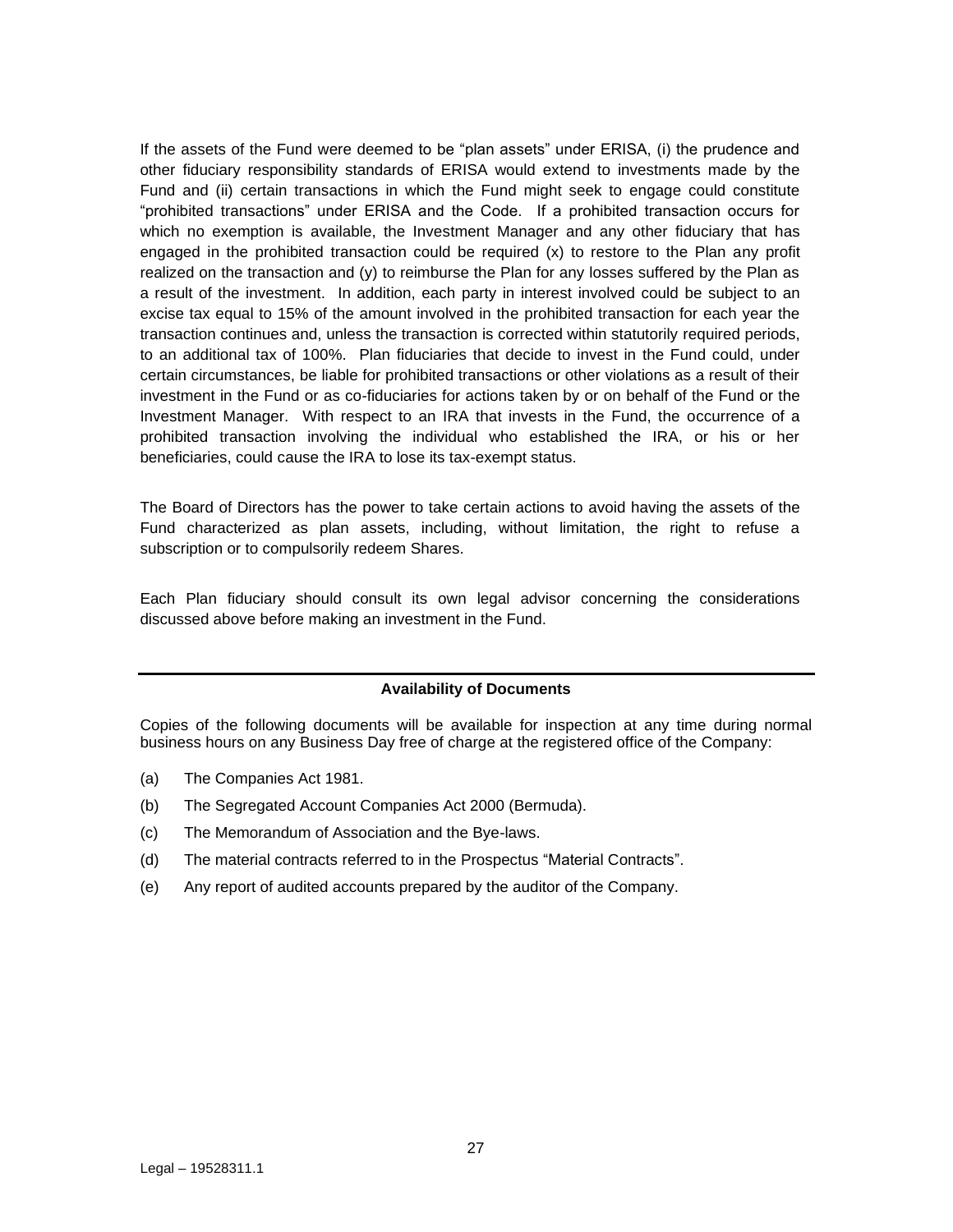If the assets of the Fund were deemed to be "plan assets" under ERISA, (i) the prudence and other fiduciary responsibility standards of ERISA would extend to investments made by the Fund and (ii) certain transactions in which the Fund might seek to engage could constitute "prohibited transactions" under ERISA and the Code. If a prohibited transaction occurs for which no exemption is available, the Investment Manager and any other fiduciary that has engaged in the prohibited transaction could be required (x) to restore to the Plan any profit realized on the transaction and (y) to reimburse the Plan for any losses suffered by the Plan as a result of the investment. In addition, each party in interest involved could be subject to an excise tax equal to 15% of the amount involved in the prohibited transaction for each year the transaction continues and, unless the transaction is corrected within statutorily required periods, to an additional tax of 100%. Plan fiduciaries that decide to invest in the Fund could, under certain circumstances, be liable for prohibited transactions or other violations as a result of their investment in the Fund or as co-fiduciaries for actions taken by or on behalf of the Fund or the Investment Manager. With respect to an IRA that invests in the Fund, the occurrence of a prohibited transaction involving the individual who established the IRA, or his or her beneficiaries, could cause the IRA to lose its tax-exempt status.

The Board of Directors has the power to take certain actions to avoid having the assets of the Fund characterized as plan assets, including, without limitation, the right to refuse a subscription or to compulsorily redeem Shares.

Each Plan fiduciary should consult its own legal advisor concerning the considerations discussed above before making an investment in the Fund.

## Availability of Documents

Copies of the following documents will be available for inspection at any time during normal business hours on any Business Day free of charge at the registered office of the Company:

(a) The Companies Act 1981.

(b) The Segregated Account Companies Act 2000 (Bermuda).

(c) The Memorandum of Association and the Bye-laws.

(d) The material contracts referred to in the Prospectus "Material Contracts".

(e) Any report of audited accounts prepared by the auditor of the Company.

Legal – 19528311.1